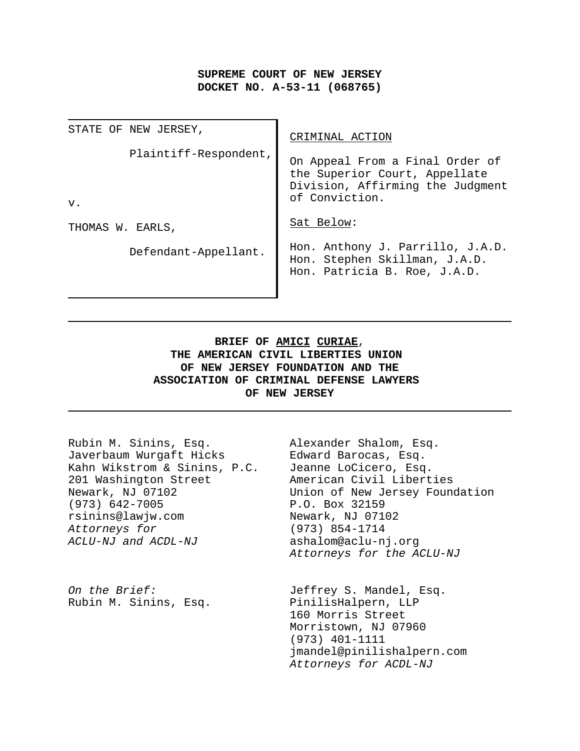**SUPREME COURT OF NEW JERSEY**
**DOCKET NO. A-53-11 (068765)**

| | |
|---|---|
| STATE OF NEW JERSEY,<br><br>Plaintiff-Respondent,<br><br>v.<br><br>THOMAS W. EARLS,<br><br>Defendant-Appellant. | CRIMINAL ACTION<br><br>On Appeal From a Final Order of the Superior Court, Appellate Division, Affirming the Judgment of Conviction.<br><br>Sat Below:<br><br>Hon. Anthony J. Parrillo, J.A.D.<br>Hon. Stephen Skillman, J.A.D.<br>Hon. Patricia B. Roe, J.A.D. |

---

**BRIEF OF AMICI CURIAE, THE AMERICAN CIVIL LIBERTIES UNION OF NEW JERSEY FOUNDATION AND THE ASSOCIATION OF CRIMINAL DEFENSE LAWYERS OF NEW JERSEY**

---

Rubin M. Sinins, Esq.
Javerbaum Wurgaft Hicks Kahn Wikstrom & Sinins, P.C.
201 Washington Street
Newark, NJ 07102
(973) 642-7005
rsinins@lawjw.com
*Attorneys for ACLU-NJ and ACDL-NJ*

Alexander Shalom, Esq.
Edward Barocas, Esq.
Jeanne LoCicero, Esq.
American Civil Liberties Union of New Jersey Foundation
P.O. Box 32159
Newark, NJ 07102
(973) 854-1714
ashalom@aclu-nj.org
*Attorneys for the ACLU-NJ*

*On the Brief:*
Rubin M. Sinins, Esq.

Jeffrey S. Mandel, Esq.
PinilisHalpern, LLP
160 Morris Street
Morristown, NJ 07960
(973) 401-1111
jmandel@pinilishalpern.com
*Attorneys for ACDL-NJ*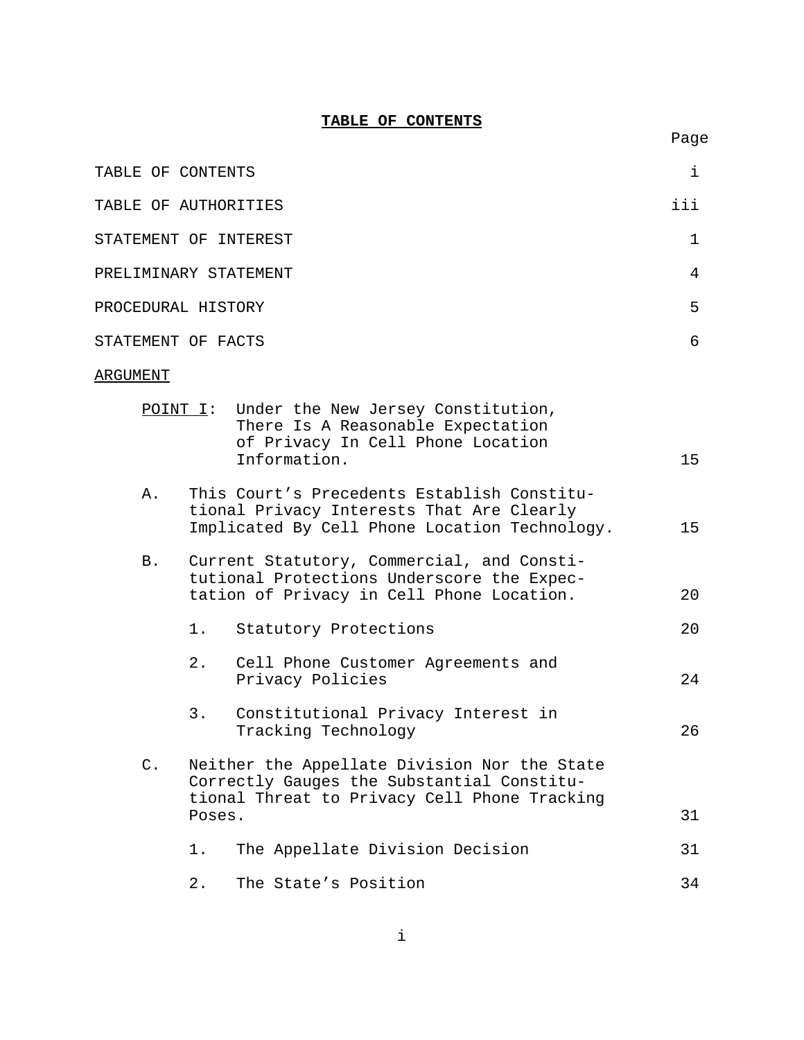# TABLE OF CONTENTS

| | Page |
|---|---|
| TABLE OF CONTENTS | i |
| TABLE OF AUTHORITIES | iii |
| STATEMENT OF INTEREST | 1 |
| PRELIMINARY STATEMENT | 4 |
| PROCEDURAL HISTORY | 5 |
| STATEMENT OF FACTS | 6 |
| ARGUMENT | |
| POINT I: Under the New Jersey Constitution, There Is A Reasonable Expectation of Privacy In Cell Phone Location Information. | 15 |
| A. This Court's Precedents Establish Constitutional Privacy Interests That Are Clearly Implicated By Cell Phone Location Technology. | 15 |
| B. Current Statutory, Commercial, and Constitutional Protections Underscore the Expectation of Privacy in Cell Phone Location. | 20 |
| 1. Statutory Protections | 20 |
| 2. Cell Phone Customer Agreements and Privacy Policies | 24 |
| 3. Constitutional Privacy Interest in Tracking Technology | 26 |
| C. Neither the Appellate Division Nor the State Correctly Gauges the Substantial Constitutional Threat to Privacy Cell Phone Tracking Poses. | 31 |
| 1. The Appellate Division Decision | 31 |
| 2. The State's Position | 34 |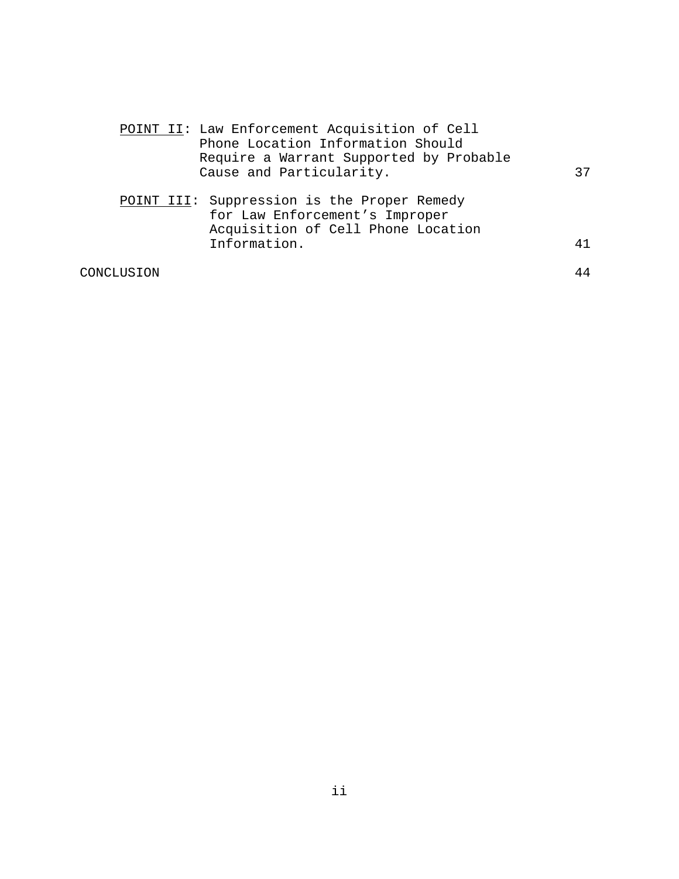<u>POINT II</u>: Law Enforcement Acquisition of Cell Phone Location Information Should Require a Warrant Supported by Probable Cause and Particularity. 37

<u>POINT III</u>: Suppression is the Proper Remedy for Law Enforcement's Improper Acquisition of Cell Phone Location Information. 41

CONCLUSION 44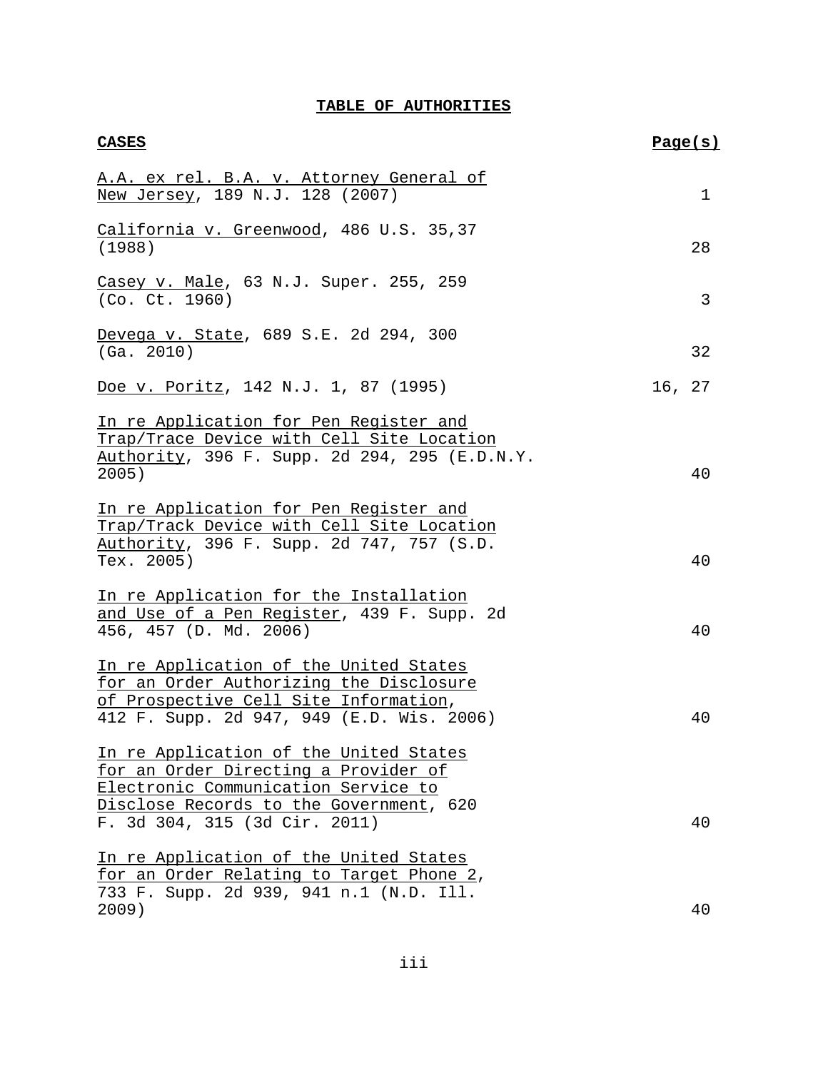# TABLE OF AUTHORITIES

| **CASES** | **Page(s)** |
|---|---|
| A.A. ex rel. B.A. v. Attorney General of New Jersey, 189 N.J. 128 (2007) | 1 |
| California v. Greenwood, 486 U.S. 35,37 (1988) | 28 |
| Casey v. Male, 63 N.J. Super. 255, 259 (Co. Ct. 1960) | 3 |
| Devega v. State, 689 S.E. 2d 294, 300 (Ga. 2010) | 32 |
| Doe v. Poritz, 142 N.J. 1, 87 (1995) | 16, 27 |
| In re Application for Pen Register and Trap/Trace Device with Cell Site Location Authority, 396 F. Supp. 2d 294, 295 (E.D.N.Y. 2005) | 40 |
| In re Application for Pen Register and Trap/Track Device with Cell Site Location Authority, 396 F. Supp. 2d 747, 757 (S.D. Tex. 2005) | 40 |
| In re Application for the Installation and Use of a Pen Register, 439 F. Supp. 2d 456, 457 (D. Md. 2006) | 40 |
| In re Application of the United States for an Order Authorizing the Disclosure of Prospective Cell Site Information, 412 F. Supp. 2d 947, 949 (E.D. Wis. 2006) | 40 |
| In re Application of the United States for an Order Directing a Provider of Electronic Communication Service to Disclose Records to the Government, 620 F. 3d 304, 315 (3d Cir. 2011) | 40 |
| In re Application of the United States for an Order Relating to Target Phone 2, 733 F. Supp. 2d 939, 941 n.1 (N.D. Ill. 2009) | 40 |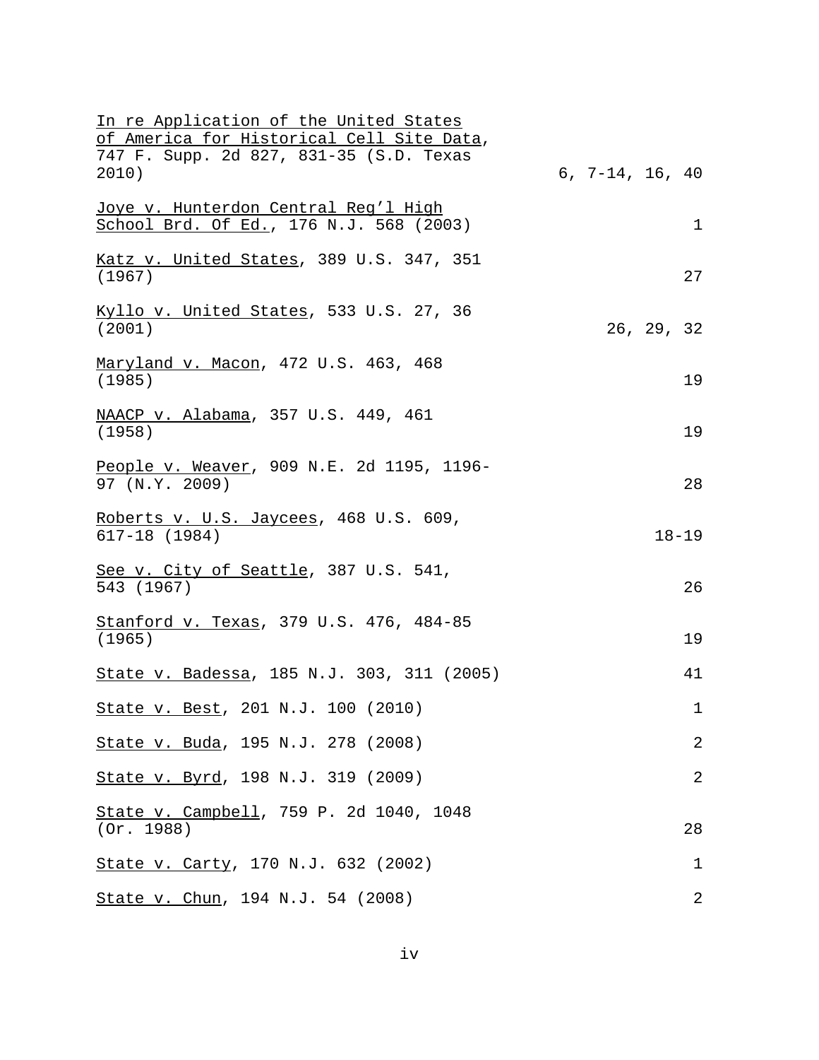| | |
|---|---|
| _In re Application of the United States of America for Historical Cell Site Data_, 747 F. Supp. 2d 827, 831-35 (S.D. Texas 2010) | 6, 7-14, 16, 40 |
| _Joye v. Hunterdon Central Reg'l High School Brd. Of Ed._, 176 N.J. 568 (2003) | 1 |
| _Katz v. United States_, 389 U.S. 347, 351 (1967) | 27 |
| _Kyllo v. United States_, 533 U.S. 27, 36 (2001) | 26, 29, 32 |
| _Maryland v. Macon_, 472 U.S. 463, 468 (1985) | 19 |
| _NAACP v. Alabama_, 357 U.S. 449, 461 (1958) | 19 |
| _People v. Weaver_, 909 N.E. 2d 1195, 1196-97 (N.Y. 2009) | 28 |
| _Roberts v. U.S. Jaycees_, 468 U.S. 609, 617-18 (1984) | 18-19 |
| _See v. City of Seattle_, 387 U.S. 541, 543 (1967) | 26 |
| _Stanford v. Texas_, 379 U.S. 476, 484-85 (1965) | 19 |
| _State v. Badessa_, 185 N.J. 303, 311 (2005) | 41 |
| _State v. Best_, 201 N.J. 100 (2010) | 1 |
| _State v. Buda_, 195 N.J. 278 (2008) | 2 |
| _State v. Byrd_, 198 N.J. 319 (2009) | 2 |
| _State v. Campbell_, 759 P. 2d 1040, 1048 (Or. 1988) | 28 |
| _State v. Carty_, 170 N.J. 632 (2002) | 1 |
| _State v. Chun_, 194 N.J. 54 (2008) | 2 |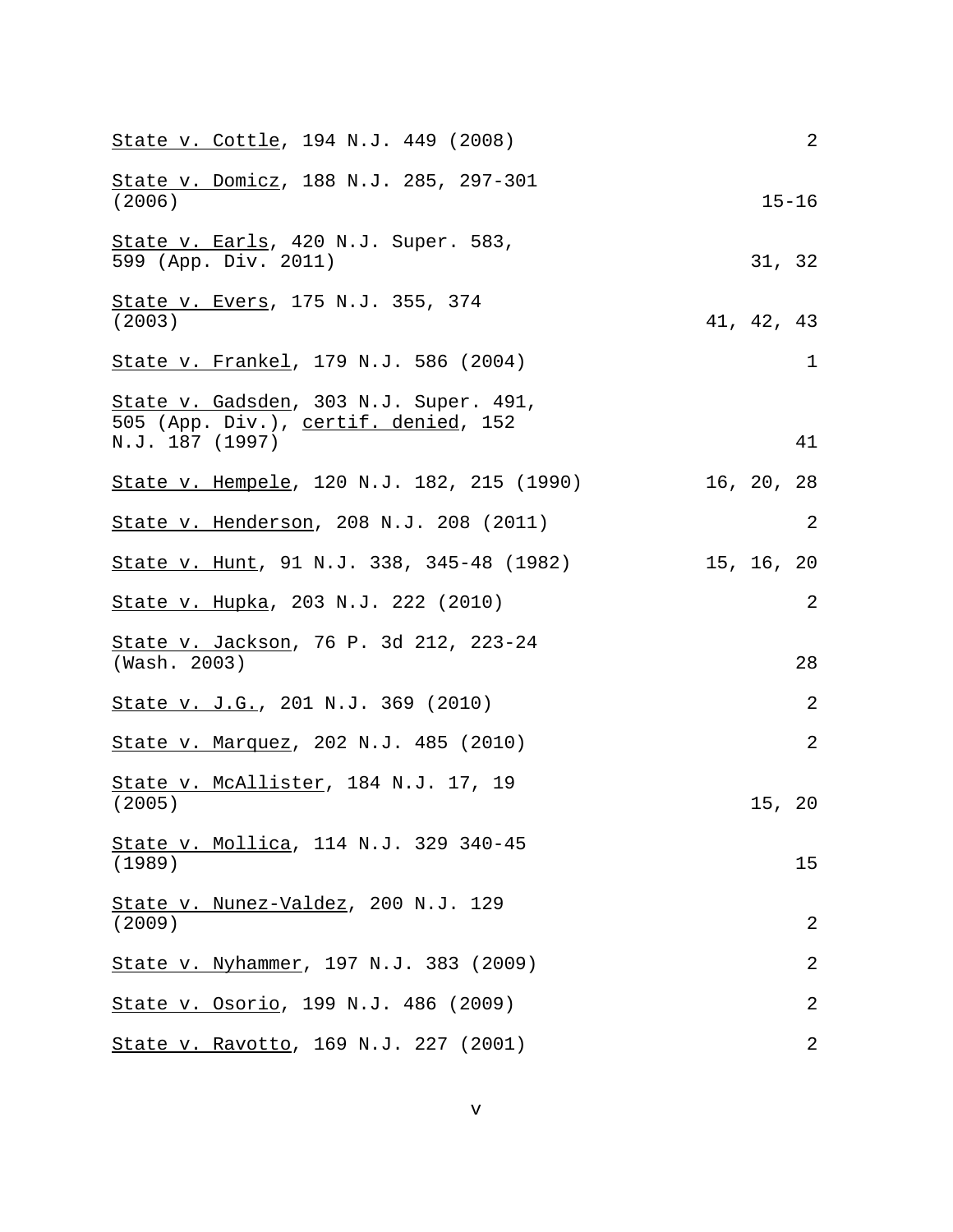| | |
|---|---|
| <u>State v. Cottle</u>, 194 N.J. 449 (2008) | 2 |
| <u>State v. Domicz</u>, 188 N.J. 285, 297-301 (2006) | 15-16 |
| <u>State v. Earls</u>, 420 N.J. Super. 583, 599 (App. Div. 2011) | 31, 32 |
| <u>State v. Evers</u>, 175 N.J. 355, 374 (2003) | 41, 42, 43 |
| <u>State v. Frankel</u>, 179 N.J. 586 (2004) | 1 |
| <u>State v. Gadsden</u>, 303 N.J. Super. 491, 505 (App. Div.), <u>certif. denied</u>, 152 N.J. 187 (1997) | 41 |
| <u>State v. Hempele</u>, 120 N.J. 182, 215 (1990) | 16, 20, 28 |
| <u>State v. Henderson</u>, 208 N.J. 208 (2011) | 2 |
| <u>State v. Hunt</u>, 91 N.J. 338, 345-48 (1982) | 15, 16, 20 |
| <u>State v. Hupka</u>, 203 N.J. 222 (2010) | 2 |
| <u>State v. Jackson</u>, 76 P. 3d 212, 223-24 (Wash. 2003) | 28 |
| <u>State v. J.G.</u>, 201 N.J. 369 (2010) | 2 |
| <u>State v. Marquez</u>, 202 N.J. 485 (2010) | 2 |
| <u>State v. McAllister</u>, 184 N.J. 17, 19 (2005) | 15, 20 |
| <u>State v. Mollica</u>, 114 N.J. 329 340-45 (1989) | 15 |
| <u>State v. Nunez-Valdez</u>, 200 N.J. 129 (2009) | 2 |
| <u>State v. Nyhammer</u>, 197 N.J. 383 (2009) | 2 |
| <u>State v. Osorio</u>, 199 N.J. 486 (2009) | 2 |
| <u>State v. Ravotto</u>, 169 N.J. 227 (2001) | 2 |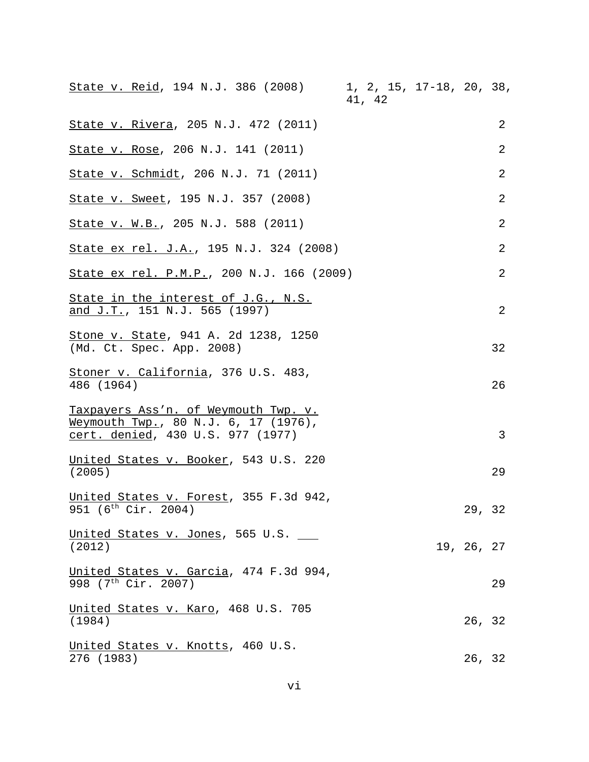| Case | Page |
|---|---|
| State v. Reid, 194 N.J. 386 (2008) | 1, 2, 15, 17-18, 20, 38, 41, 42 |
| State v. Rivera, 205 N.J. 472 (2011) | 2 |
| State v. Rose, 206 N.J. 141 (2011) | 2 |
| State v. Schmidt, 206 N.J. 71 (2011) | 2 |
| State v. Sweet, 195 N.J. 357 (2008) | 2 |
| State v. W.B., 205 N.J. 588 (2011) | 2 |
| State ex rel. J.A., 195 N.J. 324 (2008) | 2 |
| State ex rel. P.M.P., 200 N.J. 166 (2009) | 2 |
| State in the interest of J.G., N.S. and J.T., 151 N.J. 565 (1997) | 2 |
| Stone v. State, 941 A. 2d 1238, 1250 (Md. Ct. Spec. App. 2008) | 32 |
| Stoner v. California, 376 U.S. 483, 486 (1964) | 26 |
| Taxpayers Ass'n. of Weymouth Twp. v. Weymouth Twp., 80 N.J. 6, 17 (1976), cert. denied, 430 U.S. 977 (1977) | 3 |
| United States v. Booker, 543 U.S. 220 (2005) | 29 |
| United States v. Forest, 355 F.3d 942, 951 (6th Cir. 2004) | 29, 32 |
| United States v. Jones, 565 U.S. ___ (2012) | 19, 26, 27 |
| United States v. Garcia, 474 F.3d 994, 998 (7th Cir. 2007) | 29 |
| United States v. Karo, 468 U.S. 705 (1984) | 26, 32 |
| United States v. Knotts, 460 U.S. 276 (1983) | 26, 32 |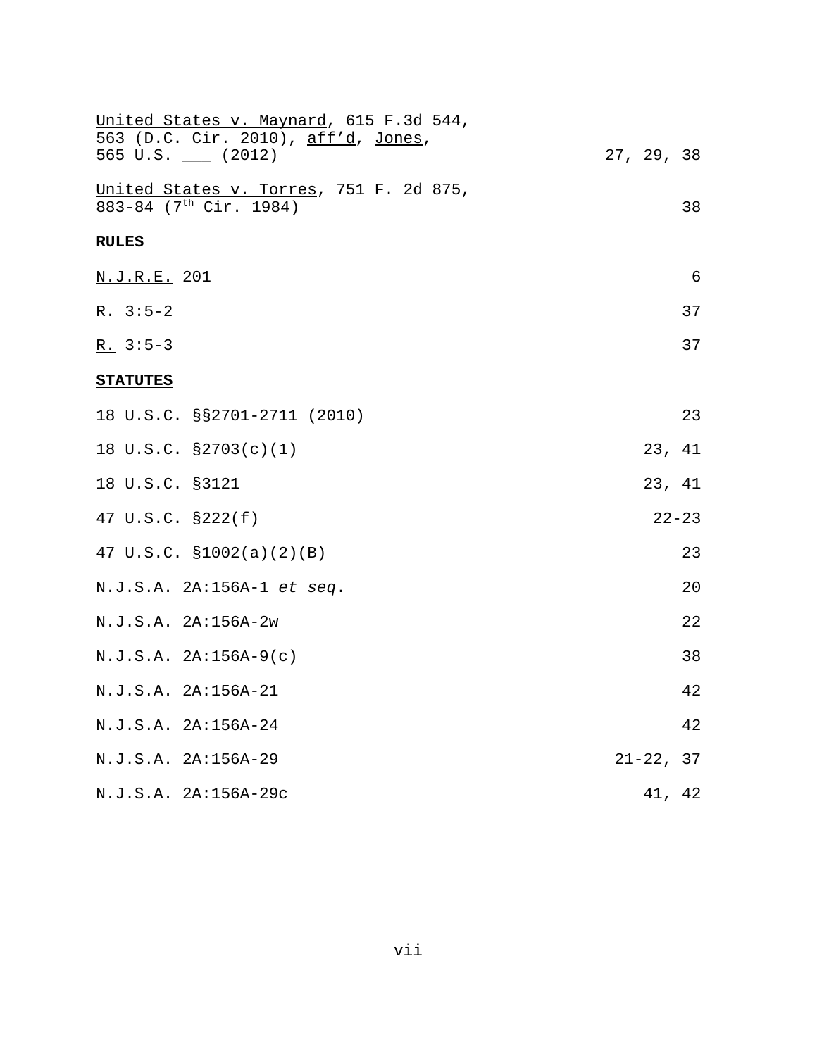United States v. Maynard, 615 F.3d 544, 563 (D.C. Cir. 2010), aff'd, Jones, 565 U.S. ___ (2012) 27, 29, 38

United States v. Torres, 751 F. 2d 875, 883-84 (7th Cir. 1984) 38

**RULES**

N.J.R.E. 201 6

R. 3:5-2 37

R. 3:5-3 37

**STATUTES**

18 U.S.C. §§2701-2711 (2010) 23

18 U.S.C. §2703(c)(1) 23, 41

18 U.S.C. §3121 23, 41

47 U.S.C. §222(f) 22-23

47 U.S.C. §1002(a)(2)(B) 23

N.J.S.A. 2A:156A-1 *et seq.* 20

N.J.S.A. 2A:156A-2w 22

N.J.S.A. 2A:156A-9(c) 38

N.J.S.A. 2A:156A-21 42

N.J.S.A. 2A:156A-24 42

N.J.S.A. 2A:156A-29 21-22, 37

N.J.S.A. 2A:156A-29c 41, 42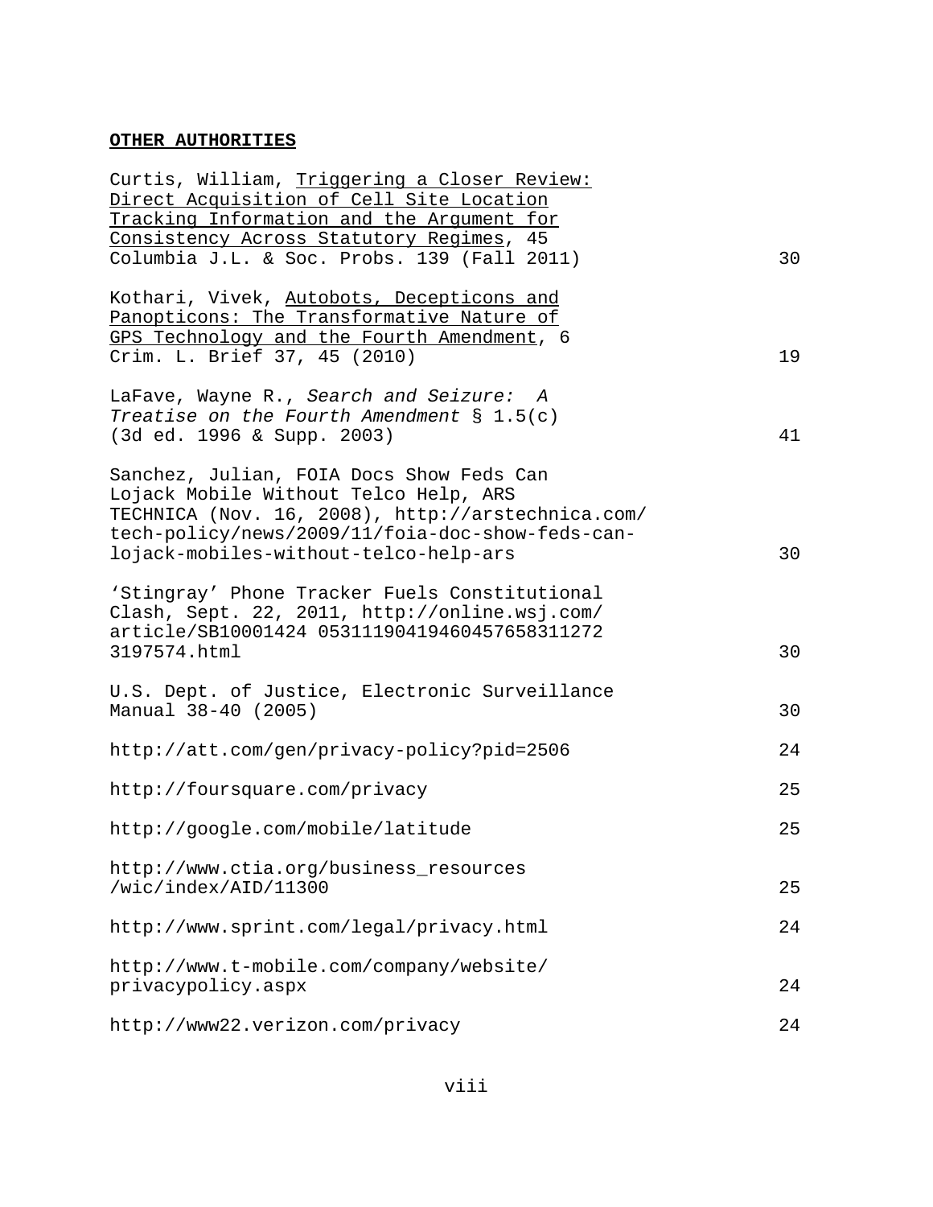**OTHER AUTHORITIES**

| Authority | Page |
|---|---|
| Curtis, William, Triggering a Closer Review: Direct Acquisition of Cell Site Location Tracking Information and the Argument for Consistency Across Statutory Regimes, 45 Columbia J.L. & Soc. Probs. 139 (Fall 2011) | 30 |
| Kothari, Vivek, Autobots, Decepticons and Panopticons: The Transformative Nature of GPS Technology and the Fourth Amendment, 6 Crim. L. Brief 37, 45 (2010) | 19 |
| LaFave, Wayne R., *Search and Seizure: A Treatise on the Fourth Amendment* § 1.5(c) (3d ed. 1996 & Supp. 2003) | 41 |
| Sanchez, Julian, FOIA Docs Show Feds Can Lojack Mobile Without Telco Help, ARS TECHNICA (Nov. 16, 2008), http://arstechnica.com/tech-policy/news/2009/11/foia-doc-show-feds-can-lojack-mobiles-without-telco-help-ars | 30 |
| 'Stingray' Phone Tracker Fuels Constitutional Clash, Sept. 22, 2011, http://online.wsj.com/article/SB10001424 0531119041946045765831127​2 3197574.html | 30 |
| U.S. Dept. of Justice, Electronic Surveillance Manual 38-40 (2005) | 30 |
| http://att.com/gen/privacy-policy?pid=2506 | 24 |
| http://foursquare.com/privacy | 25 |
| http://google.com/mobile/latitude | 25 |
| http://www.ctia.org/business_resources/wic/index/AID/11300 | 25 |
| http://www.sprint.com/legal/privacy.html | 24 |
| http://www.t-mobile.com/company/website/privacypolicy.aspx | 24 |
| http://www22.verizon.com/privacy | 24 |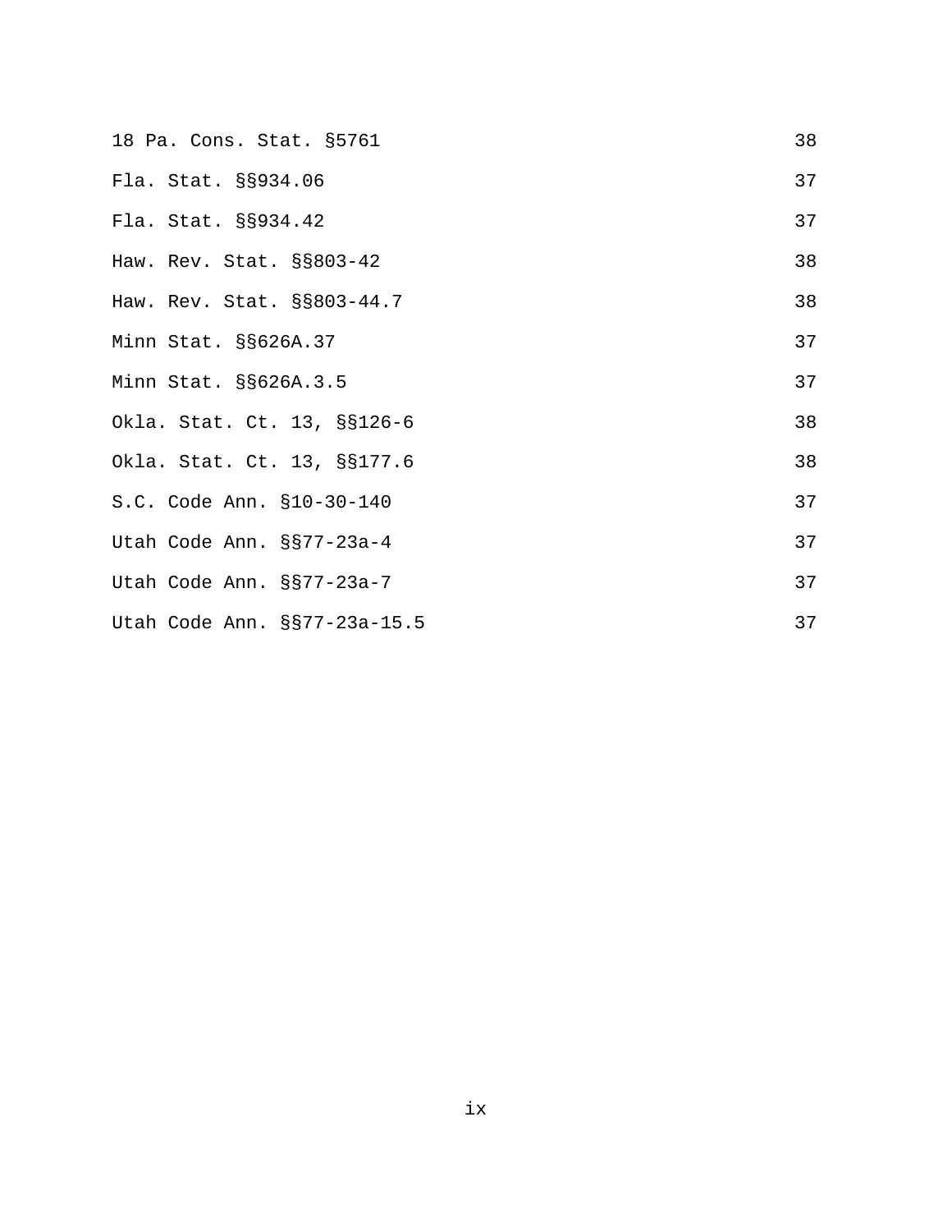| | |
|---|---|
| 18 Pa. Cons. Stat. §5761 | 38 |
| Fla. Stat. §§934.06 | 37 |
| Fla. Stat. §§934.42 | 37 |
| Haw. Rev. Stat. §§803-42 | 38 |
| Haw. Rev. Stat. §§803-44.7 | 38 |
| Minn Stat. §§626A.37 | 37 |
| Minn Stat. §§626A.3.5 | 37 |
| Okla. Stat. Ct. 13, §§126-6 | 38 |
| Okla. Stat. Ct. 13, §§177.6 | 38 |
| S.C. Code Ann. §10-30-140 | 37 |
| Utah Code Ann. §§77-23a-4 | 37 |
| Utah Code Ann. §§77-23a-7 | 37 |
| Utah Code Ann. §§77-23a-15.5 | 37 |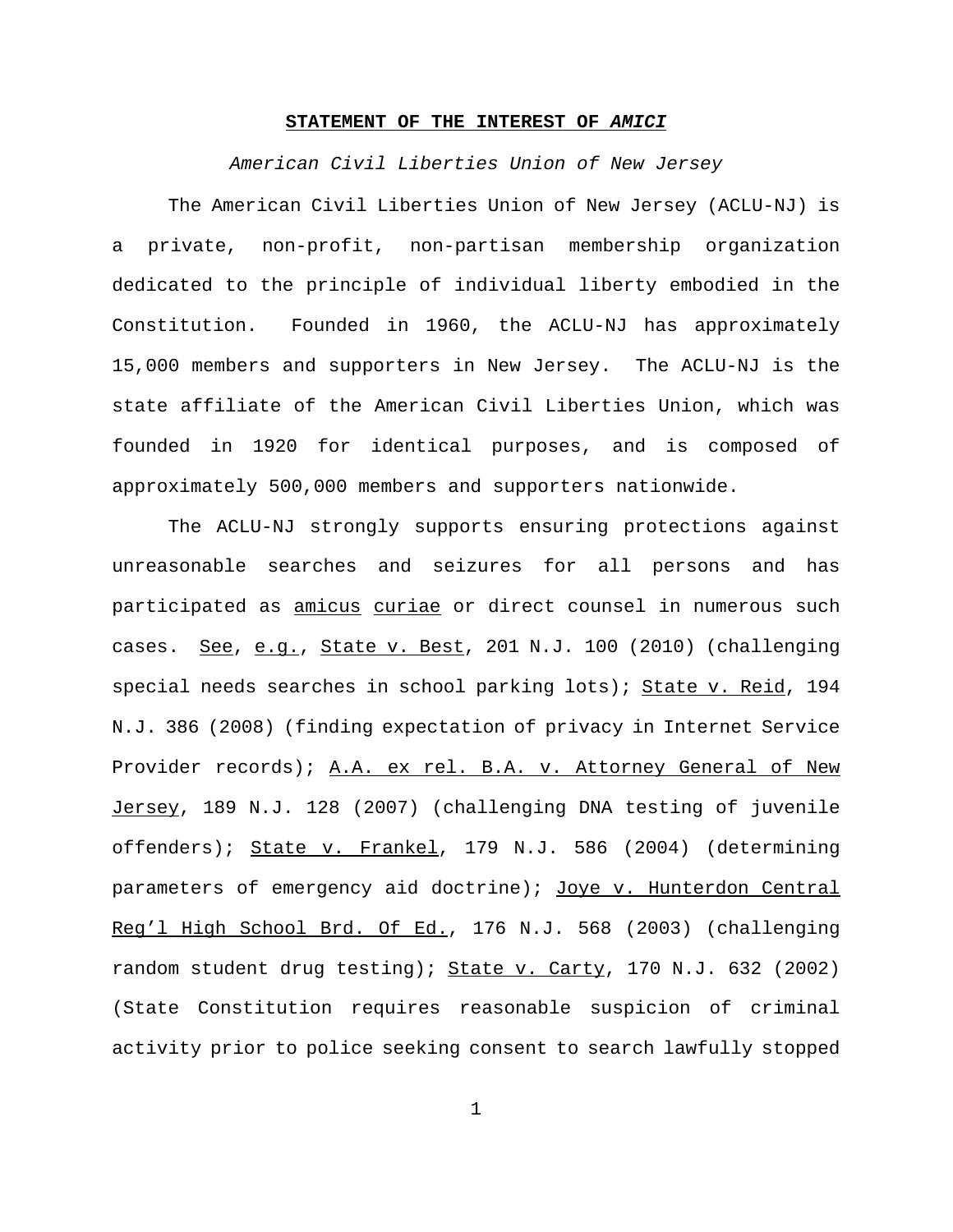## STATEMENT OF THE INTEREST OF *AMICI*

*American Civil Liberties Union of New Jersey*

The American Civil Liberties Union of New Jersey (ACLU-NJ) is a private, non-profit, non-partisan membership organization dedicated to the principle of individual liberty embodied in the Constitution. Founded in 1960, the ACLU-NJ has approximately 15,000 members and supporters in New Jersey. The ACLU-NJ is the state affiliate of the American Civil Liberties Union, which was founded in 1920 for identical purposes, and is composed of approximately 500,000 members and supporters nationwide.

The ACLU-NJ strongly supports ensuring protections against unreasonable searches and seizures for all persons and has participated as amicus curiae or direct counsel in numerous such cases. See, e.g., State v. Best, 201 N.J. 100 (2010) (challenging special needs searches in school parking lots); State v. Reid, 194 N.J. 386 (2008) (finding expectation of privacy in Internet Service Provider records); A.A. ex rel. B.A. v. Attorney General of New Jersey, 189 N.J. 128 (2007) (challenging DNA testing of juvenile offenders); State v. Frankel, 179 N.J. 586 (2004) (determining parameters of emergency aid doctrine); Joye v. Hunterdon Central Reg'l High School Brd. Of Ed., 176 N.J. 568 (2003) (challenging random student drug testing); State v. Carty, 170 N.J. 632 (2002) (State Constitution requires reasonable suspicion of criminal activity prior to police seeking consent to search lawfully stopped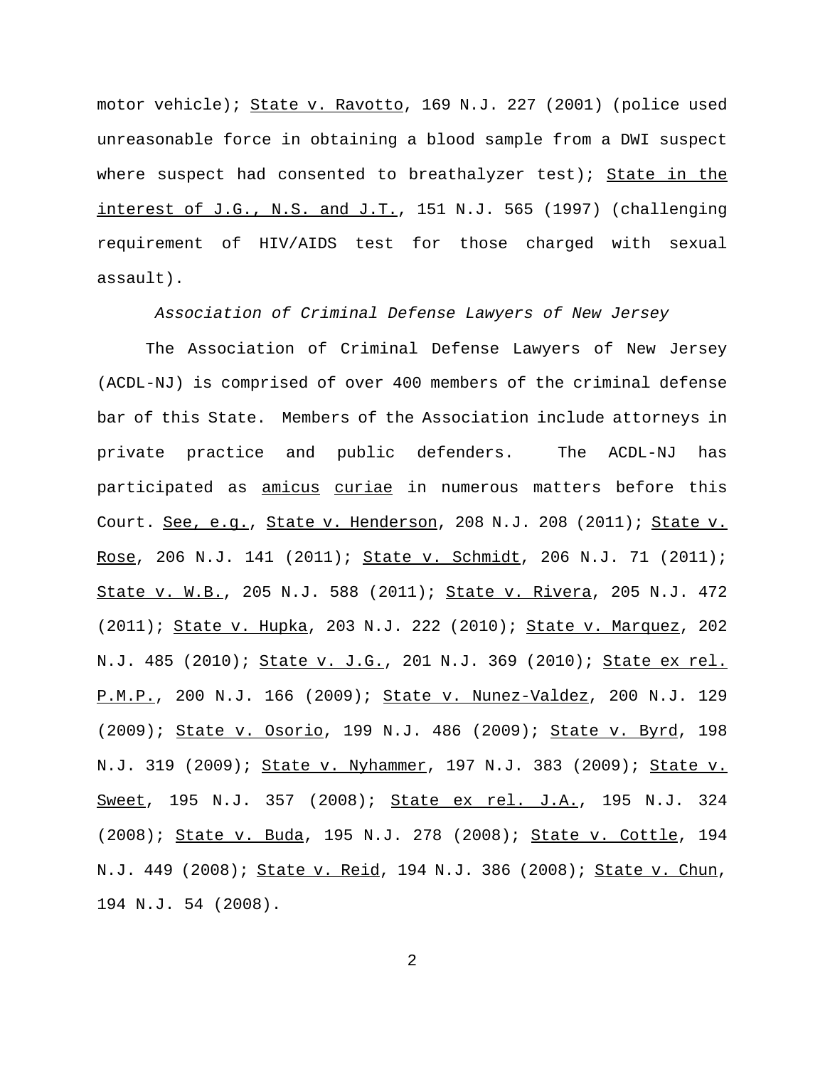motor vehicle); State v. Ravotto, 169 N.J. 227 (2001) (police used unreasonable force in obtaining a blood sample from a DWI suspect where suspect had consented to breathalyzer test); State in the interest of J.G., N.S. and J.T., 151 N.J. 565 (1997) (challenging requirement of HIV/AIDS test for those charged with sexual assault).

*Association of Criminal Defense Lawyers of New Jersey*

The Association of Criminal Defense Lawyers of New Jersey (ACDL-NJ) is comprised of over 400 members of the criminal defense bar of this State. Members of the Association include attorneys in private practice and public defenders. The ACDL-NJ has participated as amicus curiae in numerous matters before this Court. See, e.g., State v. Henderson, 208 N.J. 208 (2011); State v. Rose, 206 N.J. 141 (2011); State v. Schmidt, 206 N.J. 71 (2011); State v. W.B., 205 N.J. 588 (2011); State v. Rivera, 205 N.J. 472 (2011); State v. Hupka, 203 N.J. 222 (2010); State v. Marquez, 202 N.J. 485 (2010); State v. J.G., 201 N.J. 369 (2010); State ex rel. P.M.P., 200 N.J. 166 (2009); State v. Nunez-Valdez, 200 N.J. 129 (2009); State v. Osorio, 199 N.J. 486 (2009); State v. Byrd, 198 N.J. 319 (2009); State v. Nyhammer, 197 N.J. 383 (2009); State v. Sweet, 195 N.J. 357 (2008); State ex rel. J.A., 195 N.J. 324 (2008); State v. Buda, 195 N.J. 278 (2008); State v. Cottle, 194 N.J. 449 (2008); State v. Reid, 194 N.J. 386 (2008); State v. Chun, 194 N.J. 54 (2008).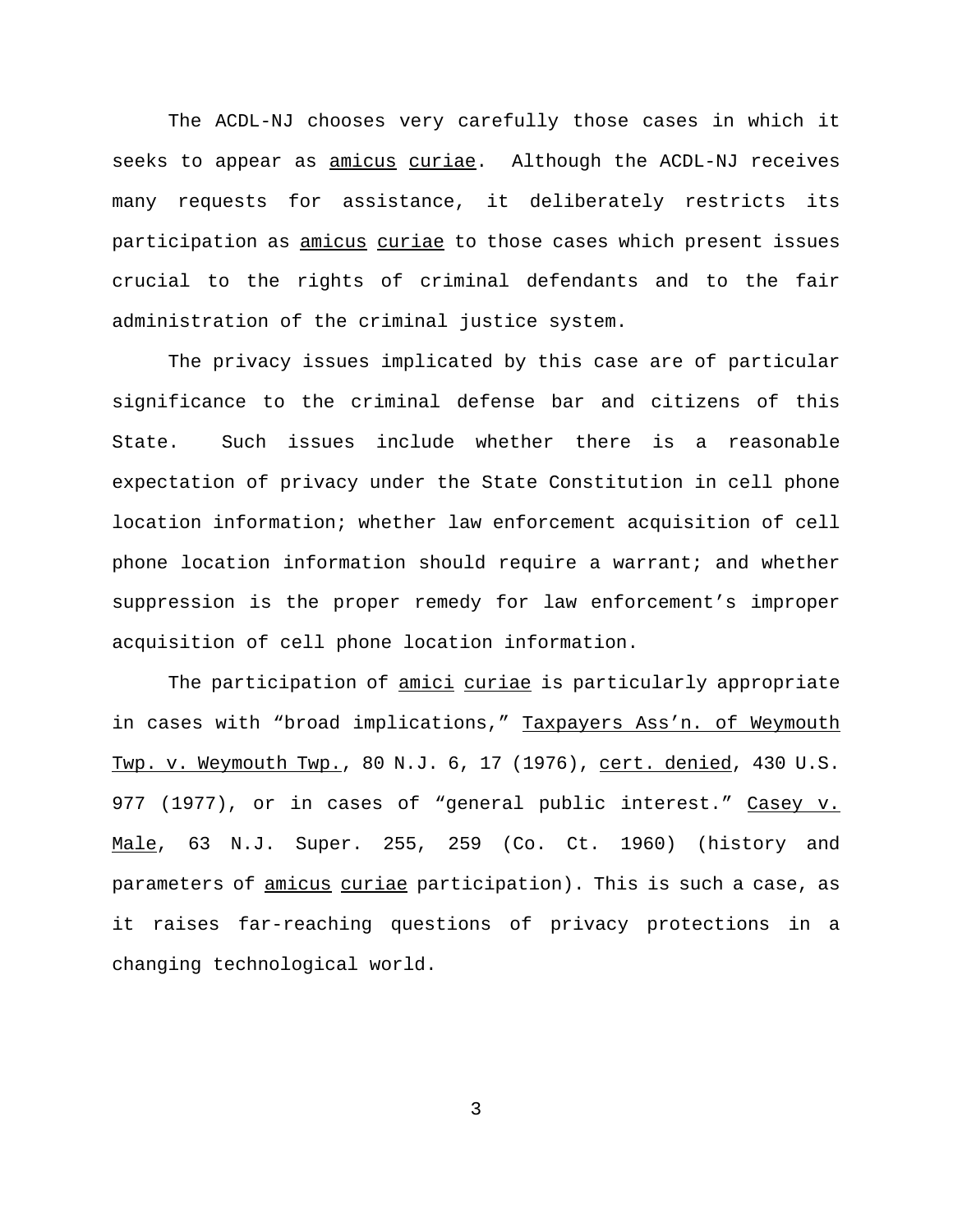The ACDL-NJ chooses very carefully those cases in which it seeks to appear as amicus curiae. Although the ACDL-NJ receives many requests for assistance, it deliberately restricts its participation as amicus curiae to those cases which present issues crucial to the rights of criminal defendants and to the fair administration of the criminal justice system.

The privacy issues implicated by this case are of particular significance to the criminal defense bar and citizens of this State. Such issues include whether there is a reasonable expectation of privacy under the State Constitution in cell phone location information; whether law enforcement acquisition of cell phone location information should require a warrant; and whether suppression is the proper remedy for law enforcement's improper acquisition of cell phone location information.

The participation of amici curiae is particularly appropriate in cases with "broad implications," Taxpayers Ass'n. of Weymouth Twp. v. Weymouth Twp., 80 N.J. 6, 17 (1976), cert. denied, 430 U.S. 977 (1977), or in cases of "general public interest." Casey v. Male, 63 N.J. Super. 255, 259 (Co. Ct. 1960) (history and parameters of amicus curiae participation). This is such a case, as it raises far-reaching questions of privacy protections in a changing technological world.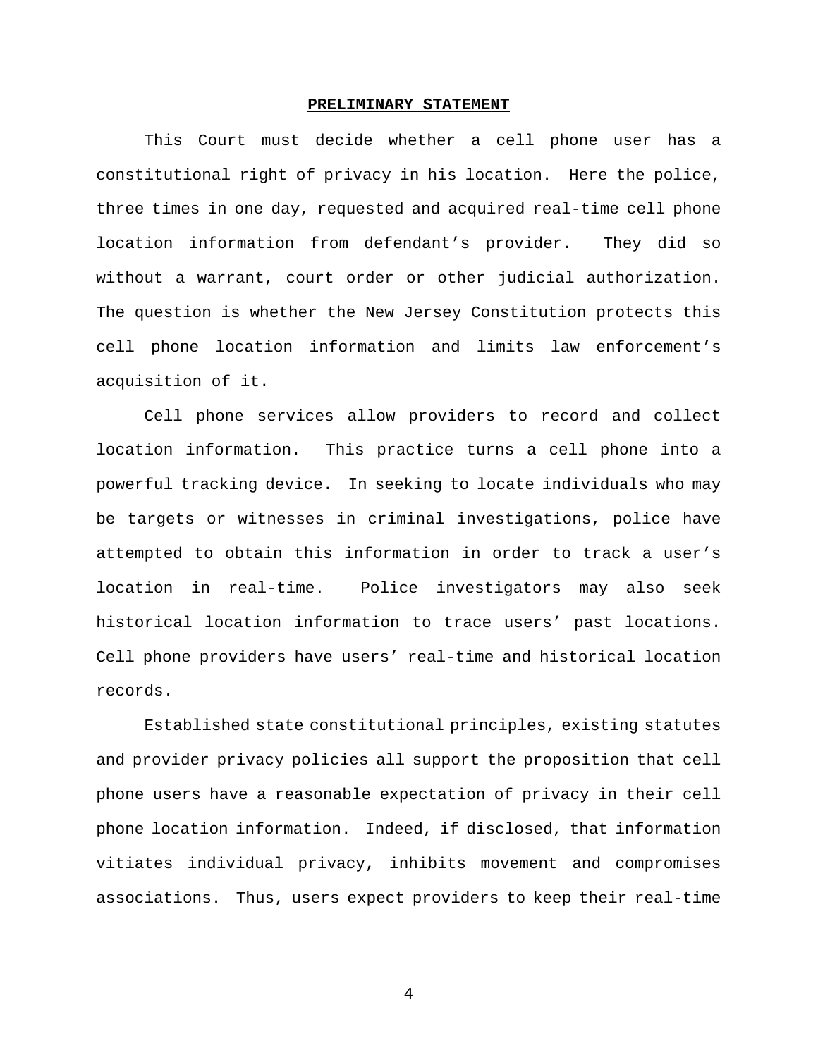## PRELIMINARY STATEMENT

This Court must decide whether a cell phone user has a constitutional right of privacy in his location. Here the police, three times in one day, requested and acquired real-time cell phone location information from defendant's provider. They did so without a warrant, court order or other judicial authorization. The question is whether the New Jersey Constitution protects this cell phone location information and limits law enforcement's acquisition of it.

Cell phone services allow providers to record and collect location information. This practice turns a cell phone into a powerful tracking device. In seeking to locate individuals who may be targets or witnesses in criminal investigations, police have attempted to obtain this information in order to track a user's location in real-time. Police investigators may also seek historical location information to trace users' past locations. Cell phone providers have users' real-time and historical location records.

Established state constitutional principles, existing statutes and provider privacy policies all support the proposition that cell phone users have a reasonable expectation of privacy in their cell phone location information. Indeed, if disclosed, that information vitiates individual privacy, inhibits movement and compromises associations. Thus, users expect providers to keep their real-time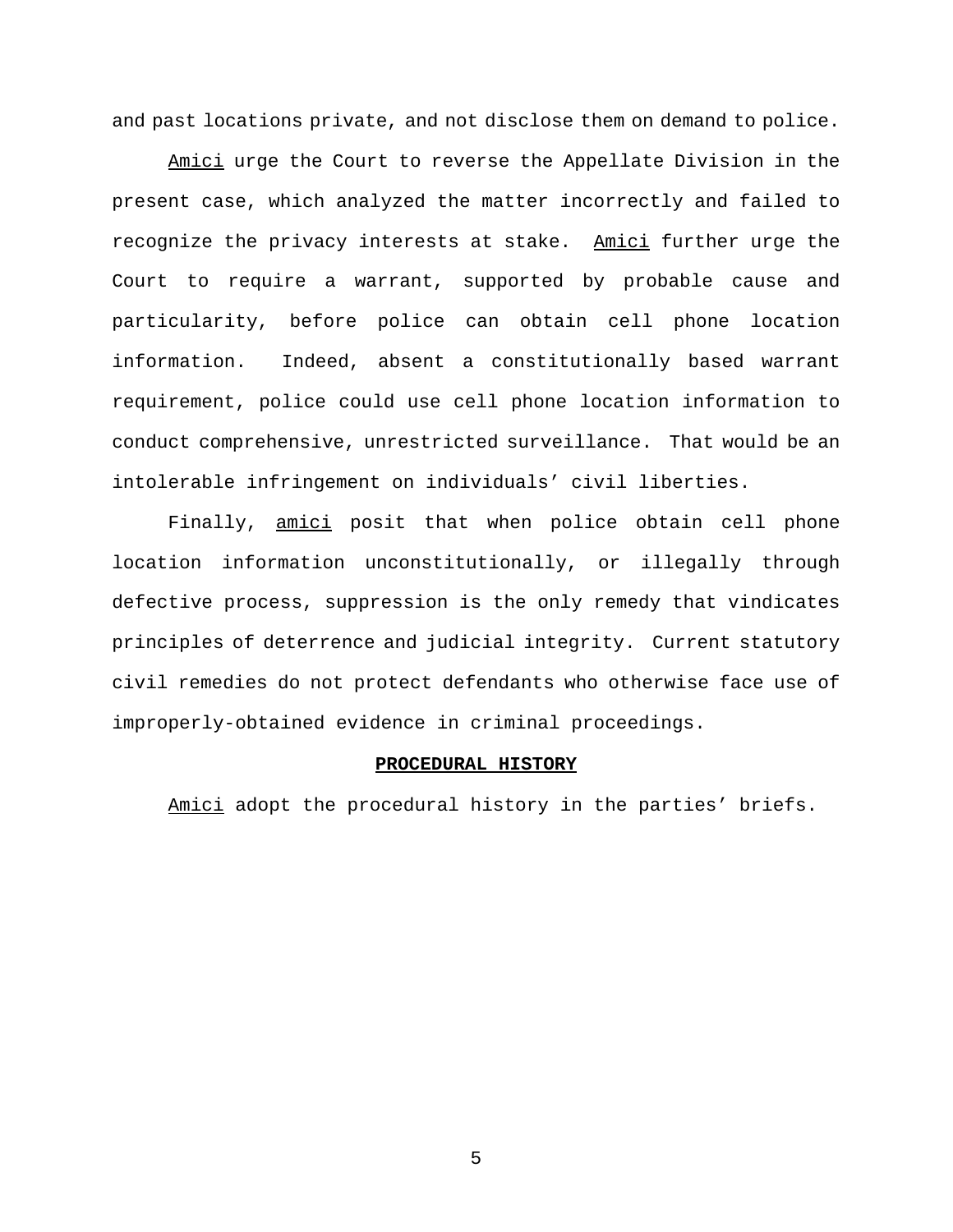and past locations private, and not disclose them on demand to police.

*Amici* urge the Court to reverse the Appellate Division in the present case, which analyzed the matter incorrectly and failed to recognize the privacy interests at stake. *Amici* further urge the Court to require a warrant, supported by probable cause and particularity, before police can obtain cell phone location information. Indeed, absent a constitutionally based warrant requirement, police could use cell phone location information to conduct comprehensive, unrestricted surveillance. That would be an intolerable infringement on individuals' civil liberties.

Finally, *amici* posit that when police obtain cell phone location information unconstitutionally, or illegally through defective process, suppression is the only remedy that vindicates principles of deterrence and judicial integrity. Current statutory civil remedies do not protect defendants who otherwise face use of improperly-obtained evidence in criminal proceedings.

## PROCEDURAL HISTORY

*Amici* adopt the procedural history in the parties' briefs.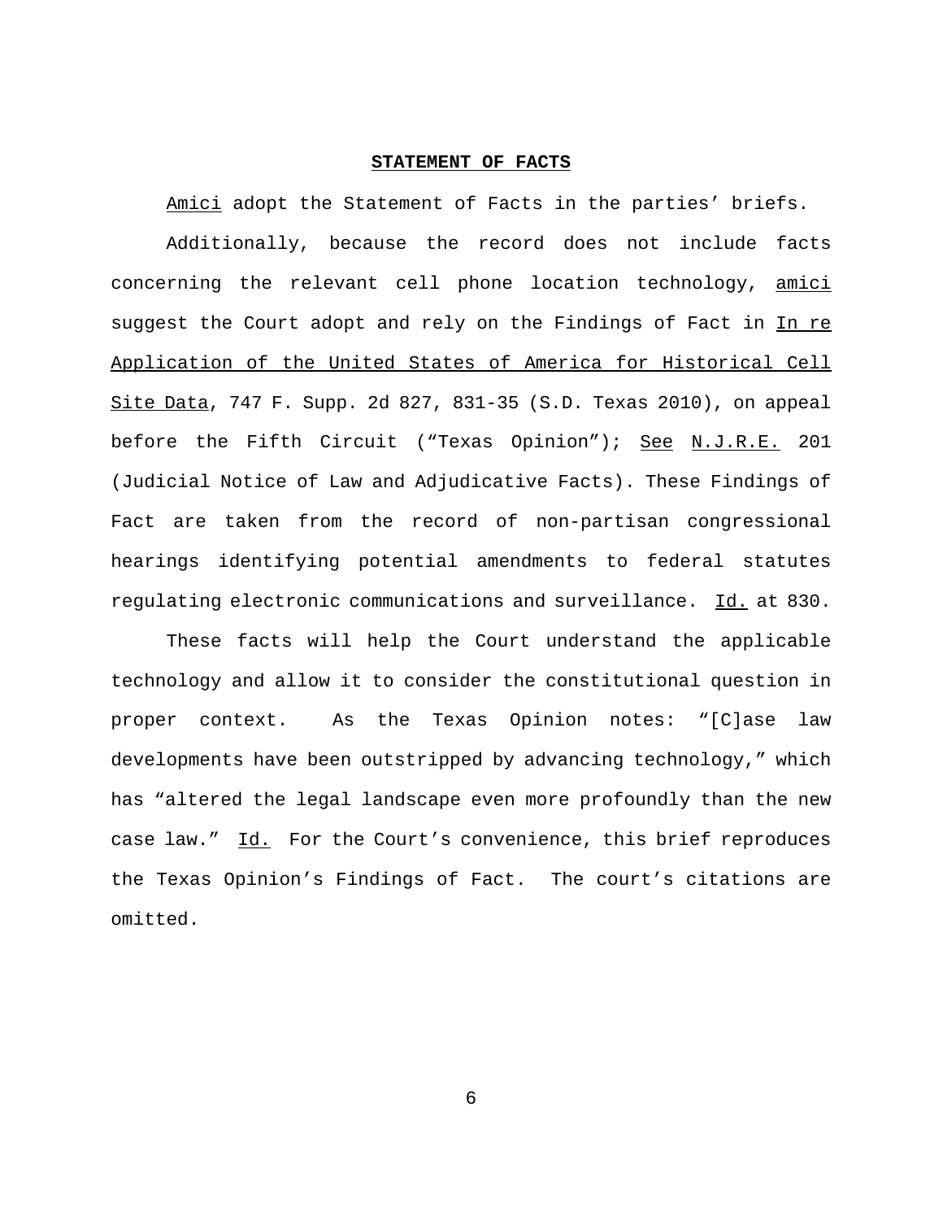## STATEMENT OF FACTS

Amici adopt the Statement of Facts in the parties' briefs.

Additionally, because the record does not include facts concerning the relevant cell phone location technology, amici suggest the Court adopt and rely on the Findings of Fact in In re Application of the United States of America for Historical Cell Site Data, 747 F. Supp. 2d 827, 831-35 (S.D. Texas 2010), on appeal before the Fifth Circuit ("Texas Opinion"); See N.J.R.E. 201 (Judicial Notice of Law and Adjudicative Facts). These Findings of Fact are taken from the record of non-partisan congressional hearings identifying potential amendments to federal statutes regulating electronic communications and surveillance. Id. at 830.

These facts will help the Court understand the applicable technology and allow it to consider the constitutional question in proper context. As the Texas Opinion notes: "[C]ase law developments have been outstripped by advancing technology," which has "altered the legal landscape even more profoundly than the new case law." Id. For the Court's convenience, this brief reproduces the Texas Opinion's Findings of Fact. The court's citations are omitted.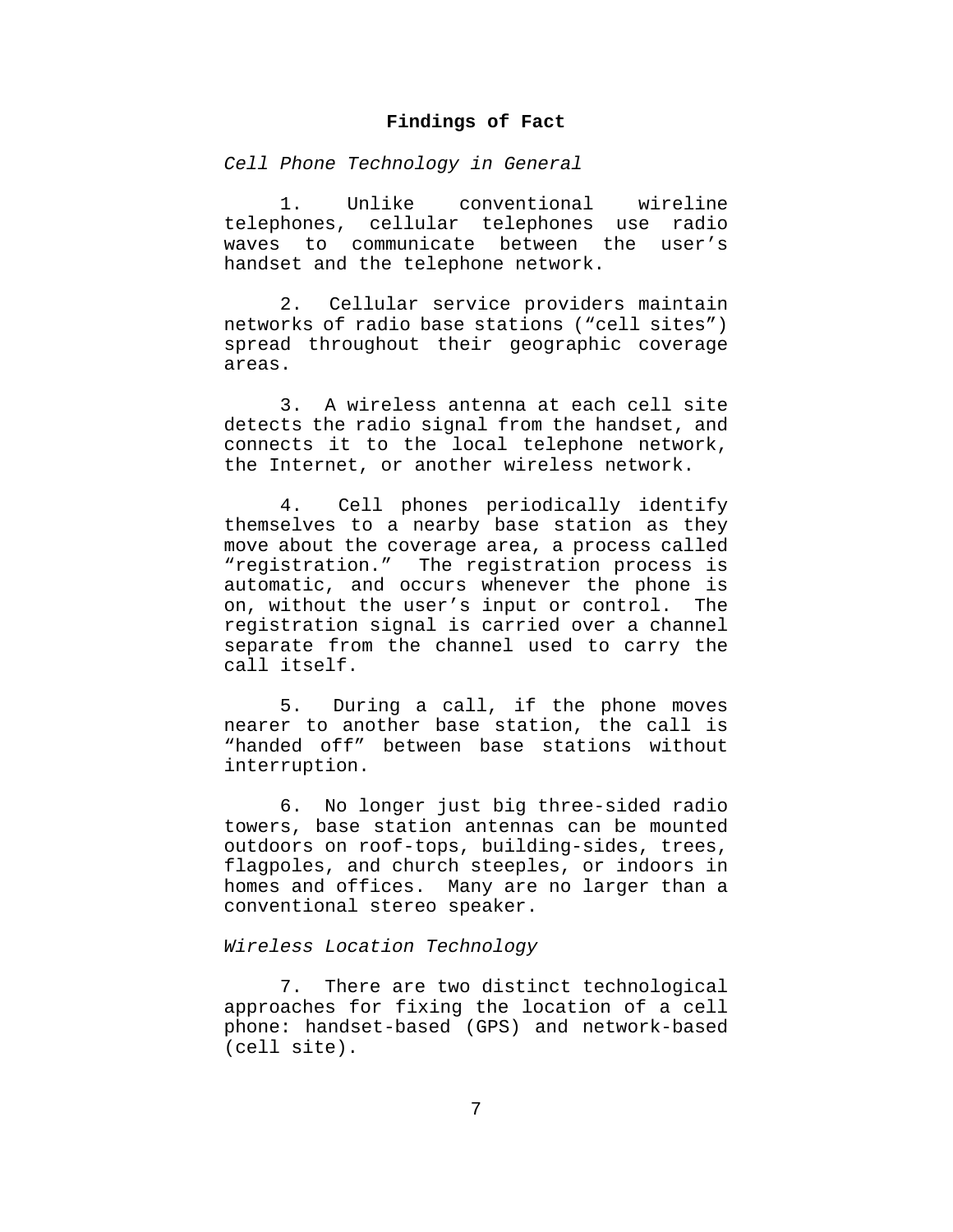## Findings of Fact

*Cell Phone Technology in General*

1. Unlike conventional wireline telephones, cellular telephones use radio waves to communicate between the user's handset and the telephone network.

2. Cellular service providers maintain networks of radio base stations ("cell sites") spread throughout their geographic coverage areas.

3. A wireless antenna at each cell site detects the radio signal from the handset, and connects it to the local telephone network, the Internet, or another wireless network.

4. Cell phones periodically identify themselves to a nearby base station as they move about the coverage area, a process called "registration." The registration process is automatic, and occurs whenever the phone is on, without the user's input or control. The registration signal is carried over a channel separate from the channel used to carry the call itself.

5. During a call, if the phone moves nearer to another base station, the call is "handed off" between base stations without interruption.

6. No longer just big three-sided radio towers, base station antennas can be mounted outdoors on roof-tops, building-sides, trees, flagpoles, and church steeples, or indoors in homes and offices. Many are no larger than a conventional stereo speaker.

*Wireless Location Technology*

7. There are two distinct technological approaches for fixing the location of a cell phone: handset-based (GPS) and network-based (cell site).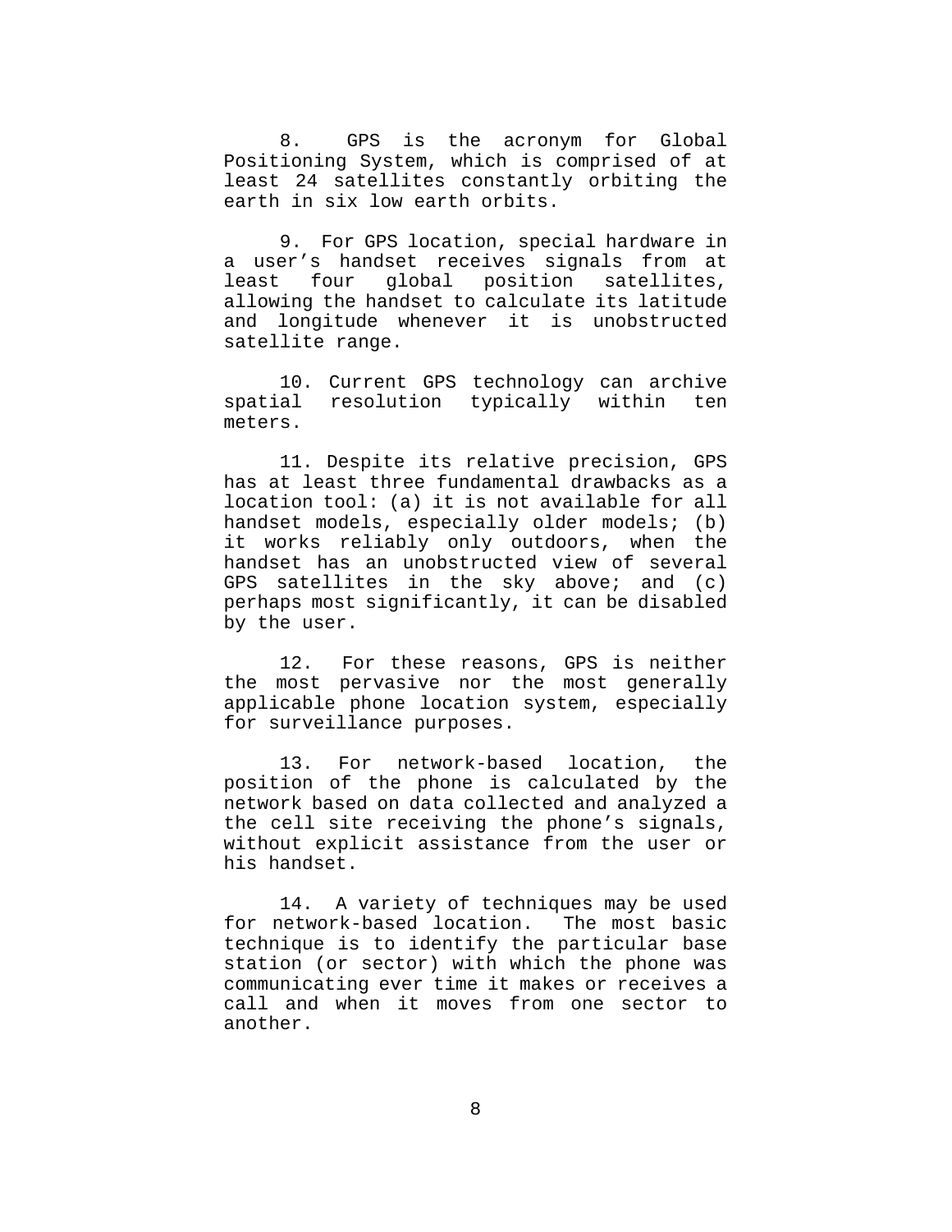8. GPS is the acronym for Global Positioning System, which is comprised of at least 24 satellites constantly orbiting the earth in six low earth orbits.

9. For GPS location, special hardware in a user's handset receives signals from at least four global position satellites, allowing the handset to calculate its latitude and longitude whenever it is unobstructed satellite range.

10. Current GPS technology can archive spatial resolution typically within ten meters.

11. Despite its relative precision, GPS has at least three fundamental drawbacks as a location tool: (a) it is not available for all handset models, especially older models; (b) it works reliably only outdoors, when the handset has an unobstructed view of several GPS satellites in the sky above; and (c) perhaps most significantly, it can be disabled by the user.

12. For these reasons, GPS is neither the most pervasive nor the most generally applicable phone location system, especially for surveillance purposes.

13. For network-based location, the position of the phone is calculated by the network based on data collected and analyzed a the cell site receiving the phone's signals, without explicit assistance from the user or his handset.

14. A variety of techniques may be used for network-based location. The most basic technique is to identify the particular base station (or sector) with which the phone was communicating ever time it makes or receives a call and when it moves from one sector to another.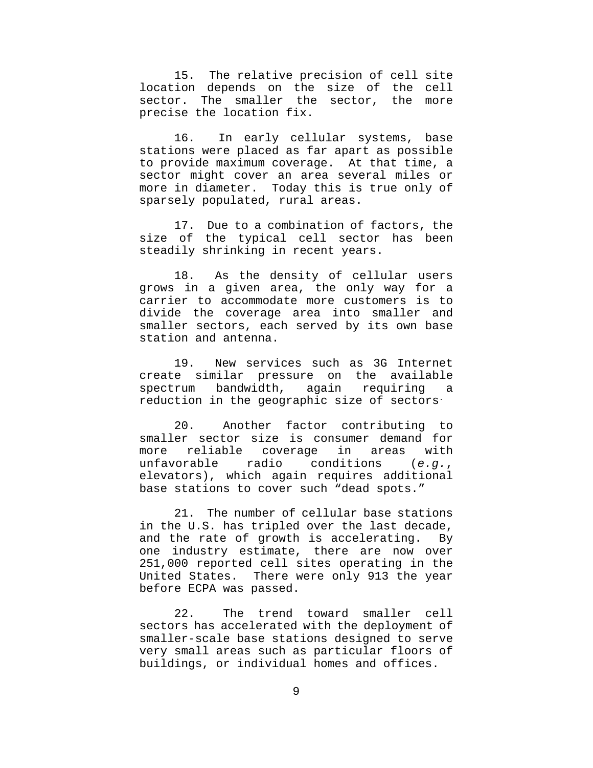15. The relative precision of cell site location depends on the size of the cell sector. The smaller the sector, the more precise the location fix.

16. In early cellular systems, base stations were placed as far apart as possible to provide maximum coverage. At that time, a sector might cover an area several miles or more in diameter. Today this is true only of sparsely populated, rural areas.

17. Due to a combination of factors, the size of the typical cell sector has been steadily shrinking in recent years.

18. As the density of cellular users grows in a given area, the only way for a carrier to accommodate more customers is to divide the coverage area into smaller and smaller sectors, each served by its own base station and antenna.

19. New services such as 3G Internet create similar pressure on the available spectrum bandwidth, again requiring a reduction in the geographic size of sectors.

20. Another factor contributing to smaller sector size is consumer demand for more reliable coverage in areas with unfavorable radio conditions (*e.g.*, elevators), which again requires additional base stations to cover such "dead spots."

21. The number of cellular base stations in the U.S. has tripled over the last decade, and the rate of growth is accelerating. By one industry estimate, there are now over 251,000 reported cell sites operating in the United States. There were only 913 the year before ECPA was passed.

22. The trend toward smaller cell sectors has accelerated with the deployment of smaller-scale base stations designed to serve very small areas such as particular floors of buildings, or individual homes and offices.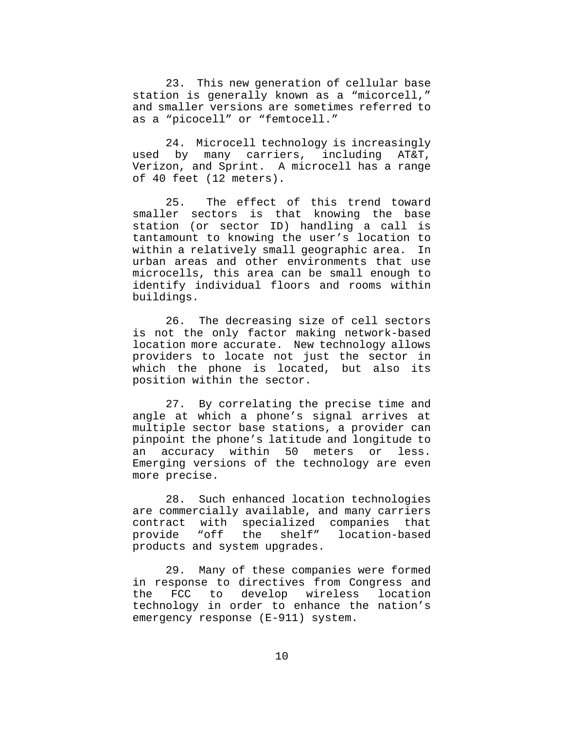23. This new generation of cellular base station is generally known as a "micorcell," and smaller versions are sometimes referred to as a "picocell" or "femtocell."

24. Microcell technology is increasingly used by many carriers, including AT&T, Verizon, and Sprint. A microcell has a range of 40 feet (12 meters).

25. The effect of this trend toward smaller sectors is that knowing the base station (or sector ID) handling a call is tantamount to knowing the user's location to within a relatively small geographic area. In urban areas and other environments that use microcells, this area can be small enough to identify individual floors and rooms within buildings.

26. The decreasing size of cell sectors is not the only factor making network-based location more accurate. New technology allows providers to locate not just the sector in which the phone is located, but also its position within the sector.

27. By correlating the precise time and angle at which a phone's signal arrives at multiple sector base stations, a provider can pinpoint the phone's latitude and longitude to an accuracy within 50 meters or less. Emerging versions of the technology are even more precise.

28. Such enhanced location technologies are commercially available, and many carriers contract with specialized companies that provide "off the shelf" location-based products and system upgrades.

29. Many of these companies were formed in response to directives from Congress and the FCC to develop wireless location technology in order to enhance the nation's emergency response (E-911) system.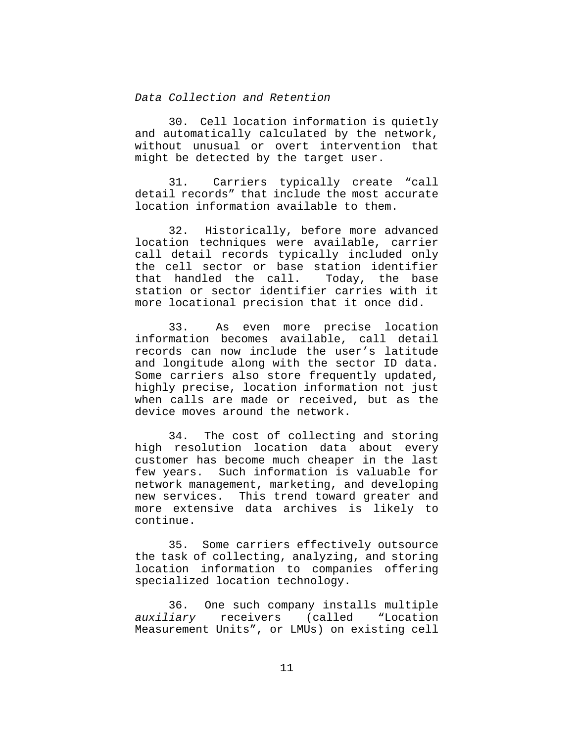*Data Collection and Retention*

30. Cell location information is quietly and automatically calculated by the network, without unusual or overt intervention that might be detected by the target user.

31. Carriers typically create "call detail records" that include the most accurate location information available to them.

32. Historically, before more advanced location techniques were available, carrier call detail records typically included only the cell sector or base station identifier that handled the call. Today, the base station or sector identifier carries with it more locational precision that it once did.

33. As even more precise location information becomes available, call detail records can now include the user's latitude and longitude along with the sector ID data. Some carriers also store frequently updated, highly precise, location information not just when calls are made or received, but as the device moves around the network.

34. The cost of collecting and storing high resolution location data about every customer has become much cheaper in the last few years. Such information is valuable for network management, marketing, and developing new services. This trend toward greater and more extensive data archives is likely to continue.

35. Some carriers effectively outsource the task of collecting, analyzing, and storing location information to companies offering specialized location technology.

36. One such company installs multiple *auxiliary* receivers (called "Location Measurement Units", or LMUs) on existing cell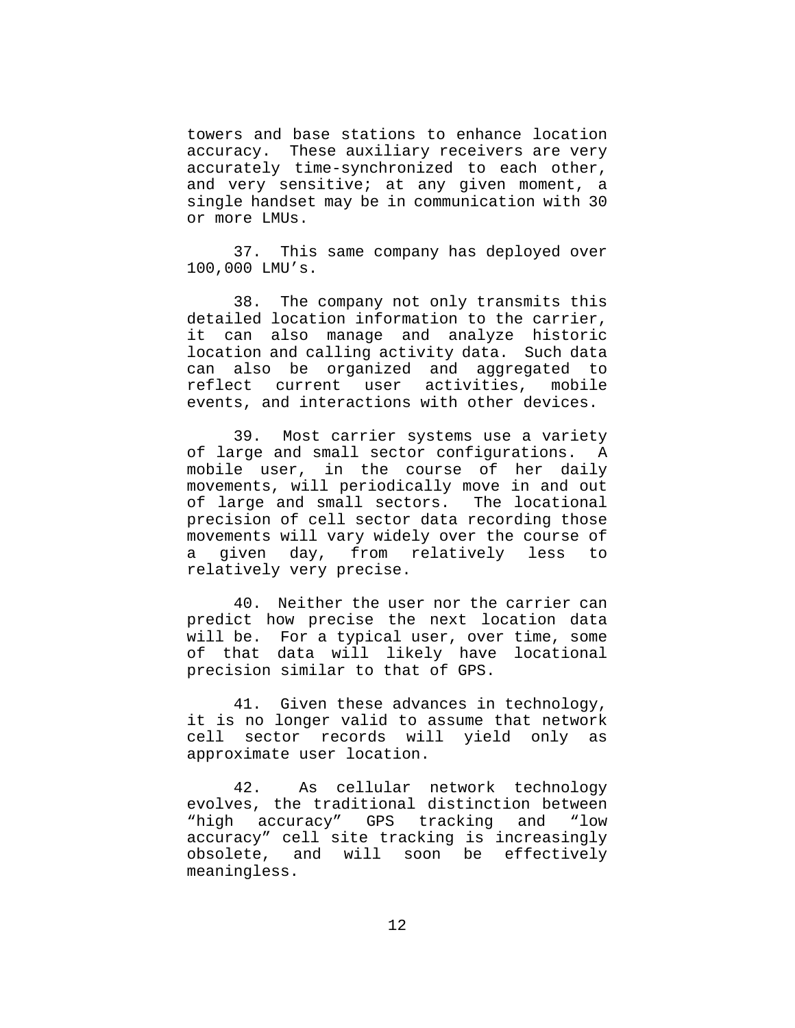towers and base stations to enhance location accuracy. These auxiliary receivers are very accurately time-synchronized to each other, and very sensitive; at any given moment, a single handset may be in communication with 30 or more LMUs.

37. This same company has deployed over 100,000 LMU's.

38. The company not only transmits this detailed location information to the carrier, it can also manage and analyze historic location and calling activity data. Such data can also be organized and aggregated to reflect current user activities, mobile events, and interactions with other devices.

39. Most carrier systems use a variety of large and small sector configurations. A mobile user, in the course of her daily movements, will periodically move in and out of large and small sectors. The locational precision of cell sector data recording those movements will vary widely over the course of a given day, from relatively less to relatively very precise.

40. Neither the user nor the carrier can predict how precise the next location data will be. For a typical user, over time, some of that data will likely have locational precision similar to that of GPS.

41. Given these advances in technology, it is no longer valid to assume that network cell sector records will yield only as approximate user location.

42. As cellular network technology evolves, the traditional distinction between "high accuracy" GPS tracking and "low accuracy" cell site tracking is increasingly obsolete, and will soon be effectively meaningless.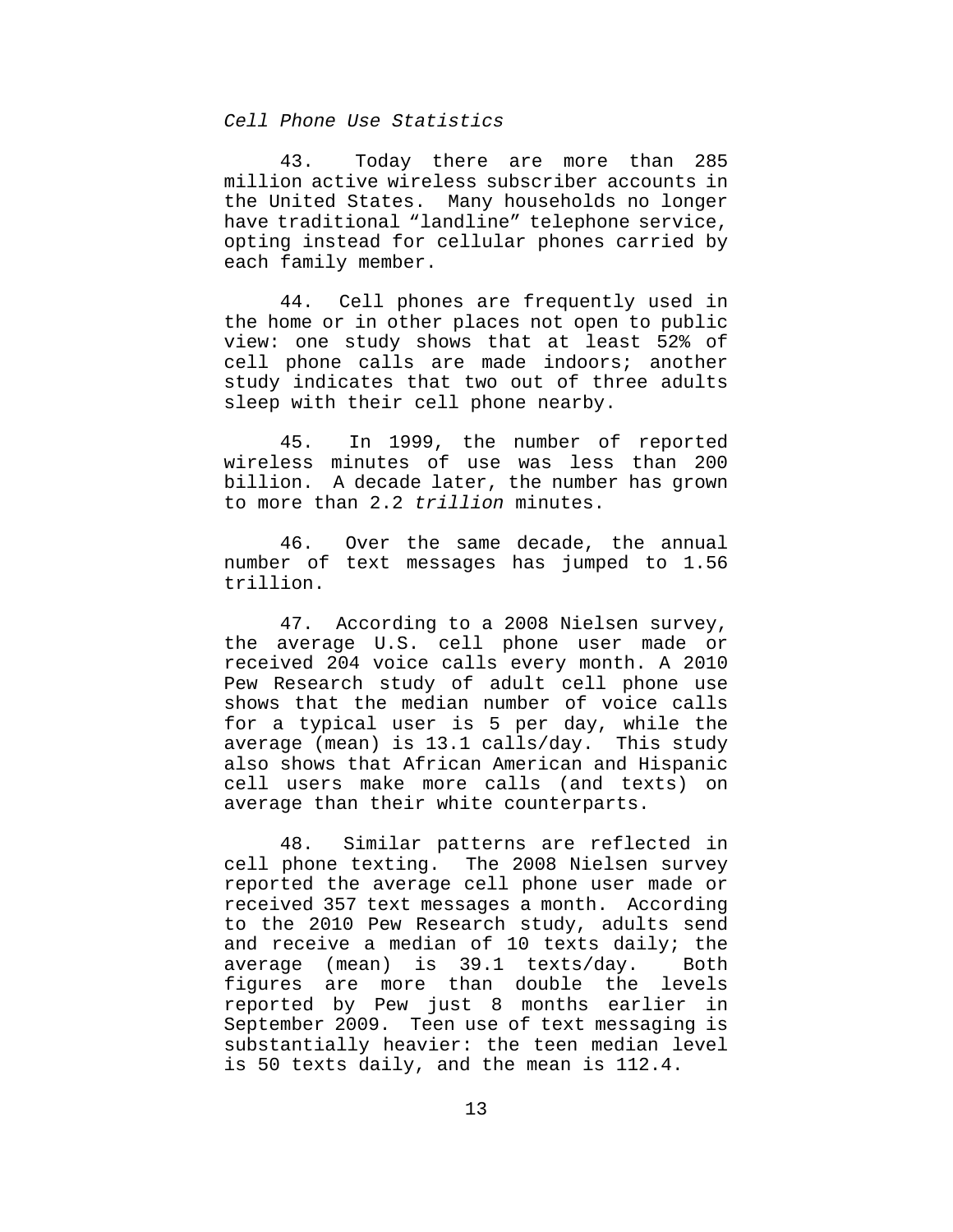*Cell Phone Use Statistics*

43. Today there are more than 285 million active wireless subscriber accounts in the United States. Many households no longer have traditional "landline" telephone service, opting instead for cellular phones carried by each family member.

44. Cell phones are frequently used in the home or in other places not open to public view: one study shows that at least 52% of cell phone calls are made indoors; another study indicates that two out of three adults sleep with their cell phone nearby.

45. In 1999, the number of reported wireless minutes of use was less than 200 billion. A decade later, the number has grown to more than 2.2 *trillion* minutes.

46. Over the same decade, the annual number of text messages has jumped to 1.56 trillion.

47. According to a 2008 Nielsen survey, the average U.S. cell phone user made or received 204 voice calls every month. A 2010 Pew Research study of adult cell phone use shows that the median number of voice calls for a typical user is 5 per day, while the average (mean) is 13.1 calls/day. This study also shows that African American and Hispanic cell users make more calls (and texts) on average than their white counterparts.

48. Similar patterns are reflected in cell phone texting. The 2008 Nielsen survey reported the average cell phone user made or received 357 text messages a month. According to the 2010 Pew Research study, adults send and receive a median of 10 texts daily; the average (mean) is 39.1 texts/day. Both figures are more than double the levels reported by Pew just 8 months earlier in September 2009. Teen use of text messaging is substantially heavier: the teen median level is 50 texts daily, and the mean is 112.4.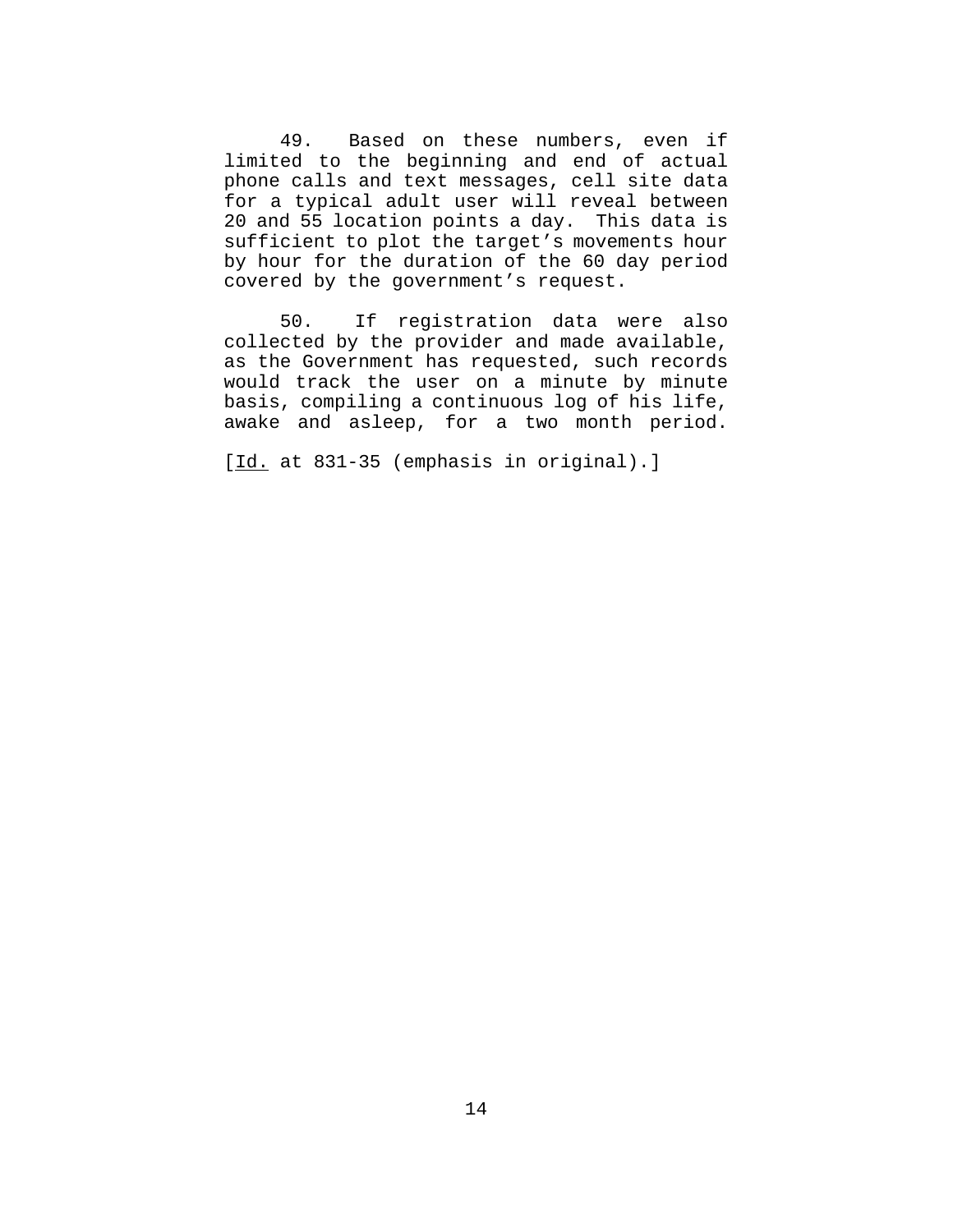49. Based on these numbers, even if limited to the beginning and end of actual phone calls and text messages, cell site data for a typical adult user will reveal between 20 and 55 location points a day. This data is sufficient to plot the target's movements hour by hour for the duration of the 60 day period covered by the government's request.

50. If registration data were also collected by the provider and made available, as the Government has requested, such records would track the user on a minute by minute basis, compiling a continuous log of his life, awake and asleep, for a two month period.

[*Id.* at 831-35 (emphasis in original).]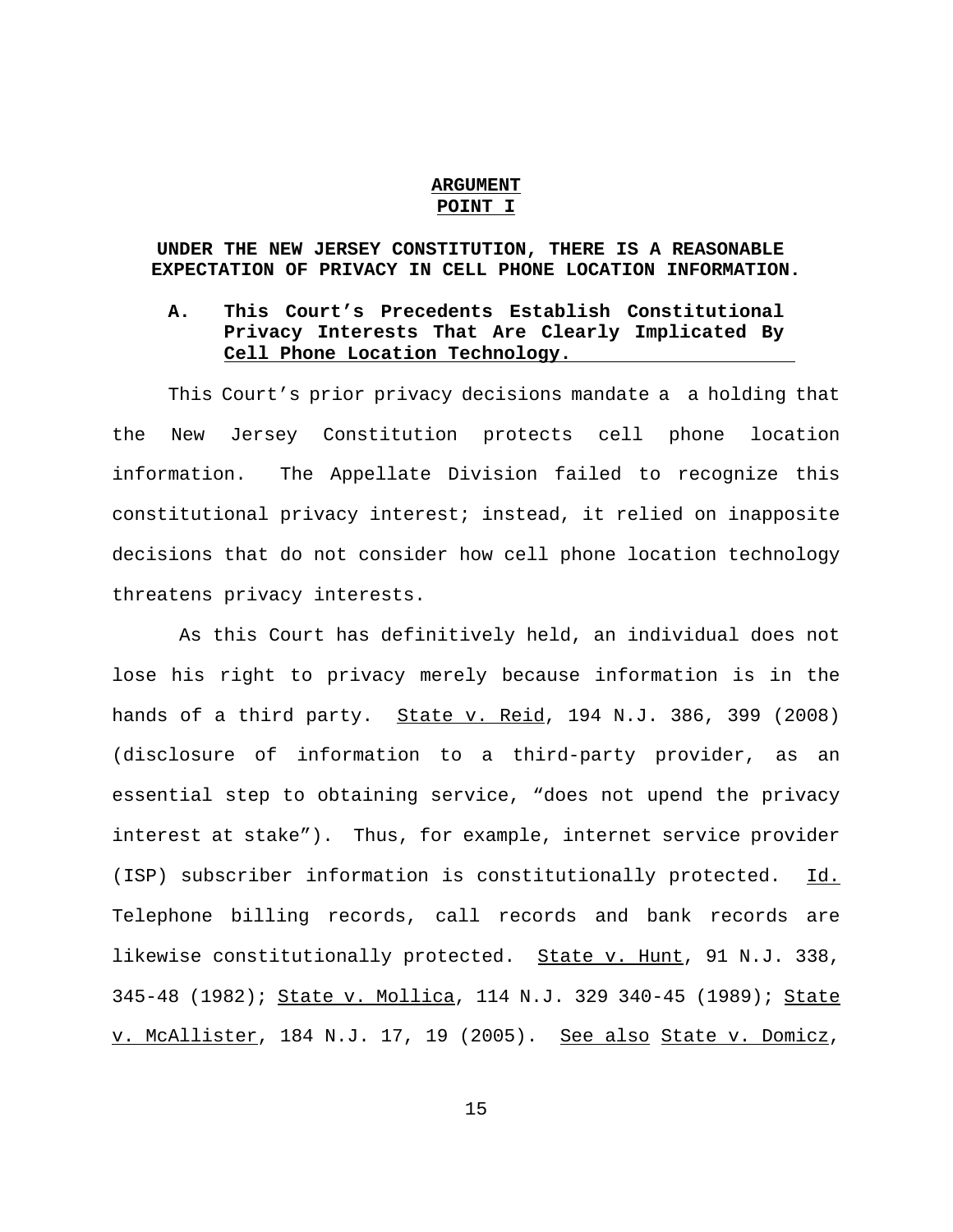# ARGUMENT

## POINT I

## UNDER THE NEW JERSEY CONSTITUTION, THERE IS A REASONABLE EXPECTATION OF PRIVACY IN CELL PHONE LOCATION INFORMATION.

### A. This Court's Precedents Establish Constitutional Privacy Interests That Are Clearly Implicated By Cell Phone Location Technology.

This Court's prior privacy decisions mandate a a holding that the New Jersey Constitution protects cell phone location information. The Appellate Division failed to recognize this constitutional privacy interest; instead, it relied on inapposite decisions that do not consider how cell phone location technology threatens privacy interests.

As this Court has definitively held, an individual does not lose his right to privacy merely because information is in the hands of a third party. State v. Reid, 194 N.J. 386, 399 (2008) (disclosure of information to a third-party provider, as an essential step to obtaining service, "does not upend the privacy interest at stake"). Thus, for example, internet service provider (ISP) subscriber information is constitutionally protected. Id. Telephone billing records, call records and bank records are likewise constitutionally protected. State v. Hunt, 91 N.J. 338, 345-48 (1982); State v. Mollica, 114 N.J. 329 340-45 (1989); State v. McAllister, 184 N.J. 17, 19 (2005). See also State v. Domicz,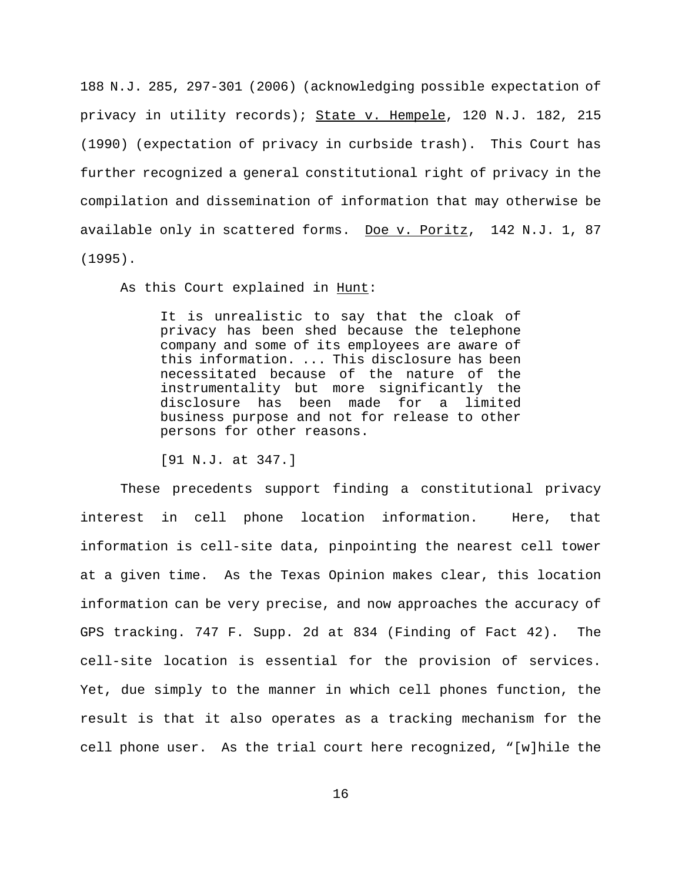188 N.J. 285, 297-301 (2006) (acknowledging possible expectation of privacy in utility records); State v. Hempele, 120 N.J. 182, 215 (1990) (expectation of privacy in curbside trash). This Court has further recognized a general constitutional right of privacy in the compilation and dissemination of information that may otherwise be available only in scattered forms. Doe v. Poritz, 142 N.J. 1, 87 (1995).

As this Court explained in Hunt:

> It is unrealistic to say that the cloak of privacy has been shed because the telephone company and some of its employees are aware of this information. ... This disclosure has been necessitated because of the nature of the instrumentality but more significantly the disclosure has been made for a limited business purpose and not for release to other persons for other reasons.
>
> [91 N.J. at 347.]

These precedents support finding a constitutional privacy interest in cell phone location information. Here, that information is cell-site data, pinpointing the nearest cell tower at a given time. As the Texas Opinion makes clear, this location information can be very precise, and now approaches the accuracy of GPS tracking. 747 F. Supp. 2d at 834 (Finding of Fact 42). The cell-site location is essential for the provision of services. Yet, due simply to the manner in which cell phones function, the result is that it also operates as a tracking mechanism for the cell phone user. As the trial court here recognized, "[w]hile the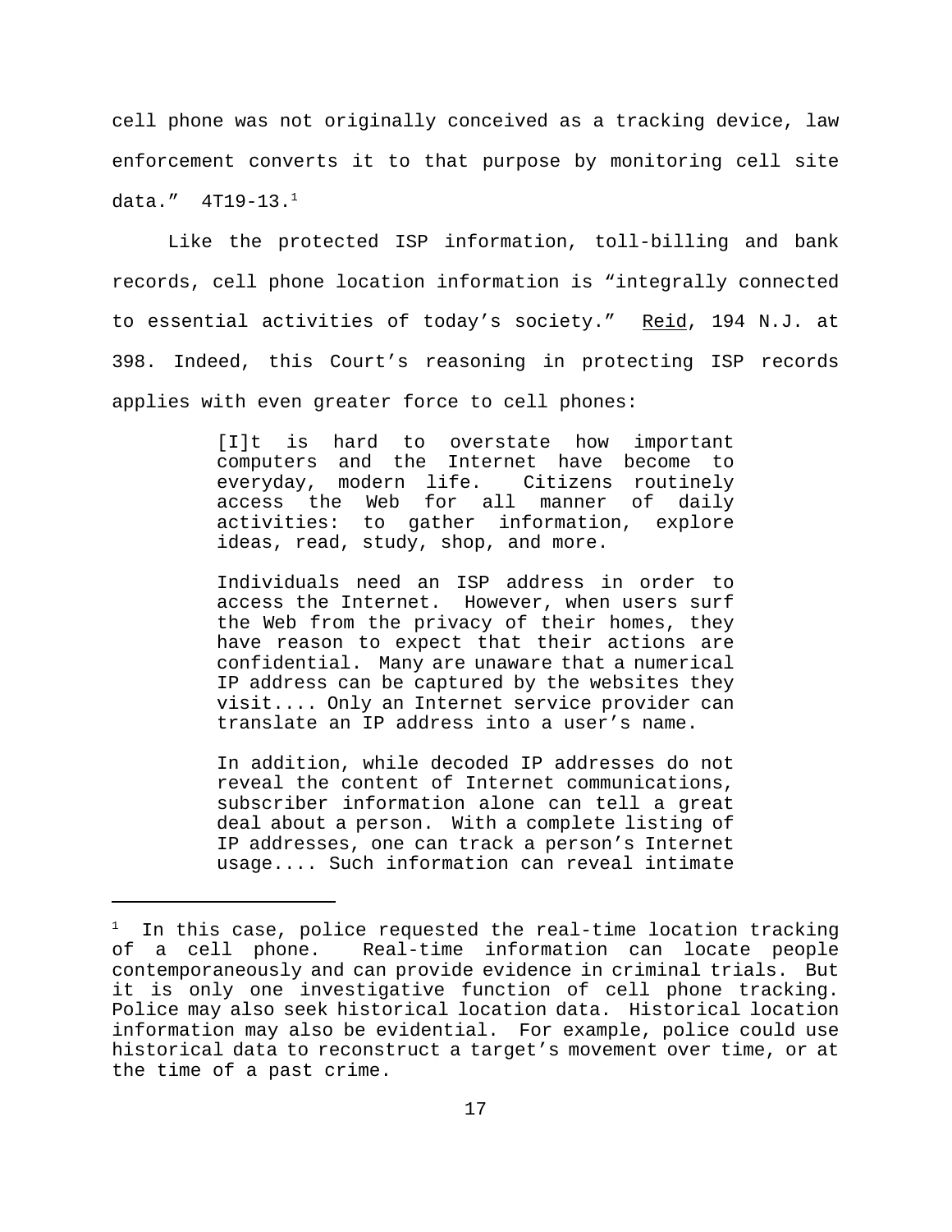cell phone was not originally conceived as a tracking device, law enforcement converts it to that purpose by monitoring cell site data." 4T19-13.[1]

Like the protected ISP information, toll-billing and bank records, cell phone location information is "integrally connected to essential activities of today's society." Reid, 194 N.J. at 398. Indeed, this Court's reasoning in protecting ISP records applies with even greater force to cell phones:

> [I]t is hard to overstate how important computers and the Internet have become to everyday, modern life. Citizens routinely access the Web for all manner of daily activities: to gather information, explore ideas, read, study, shop, and more.
>
> Individuals need an ISP address in order to access the Internet. However, when users surf the Web from the privacy of their homes, they have reason to expect that their actions are confidential. Many are unaware that a numerical IP address can be captured by the websites they visit.... Only an Internet service provider can translate an IP address into a user's name.
>
> In addition, while decoded IP addresses do not reveal the content of Internet communications, subscriber information alone can tell a great deal about a person. With a complete listing of IP addresses, one can track a person's Internet usage.... Such information can reveal intimate

[1] In this case, police requested the real-time location tracking of a cell phone. Real-time information can locate people contemporaneously and can provide evidence in criminal trials. But it is only one investigative function of cell phone tracking. Police may also seek historical location data. Historical location information may also be evidential. For example, police could use historical data to reconstruct a target's movement over time, or at the time of a past crime.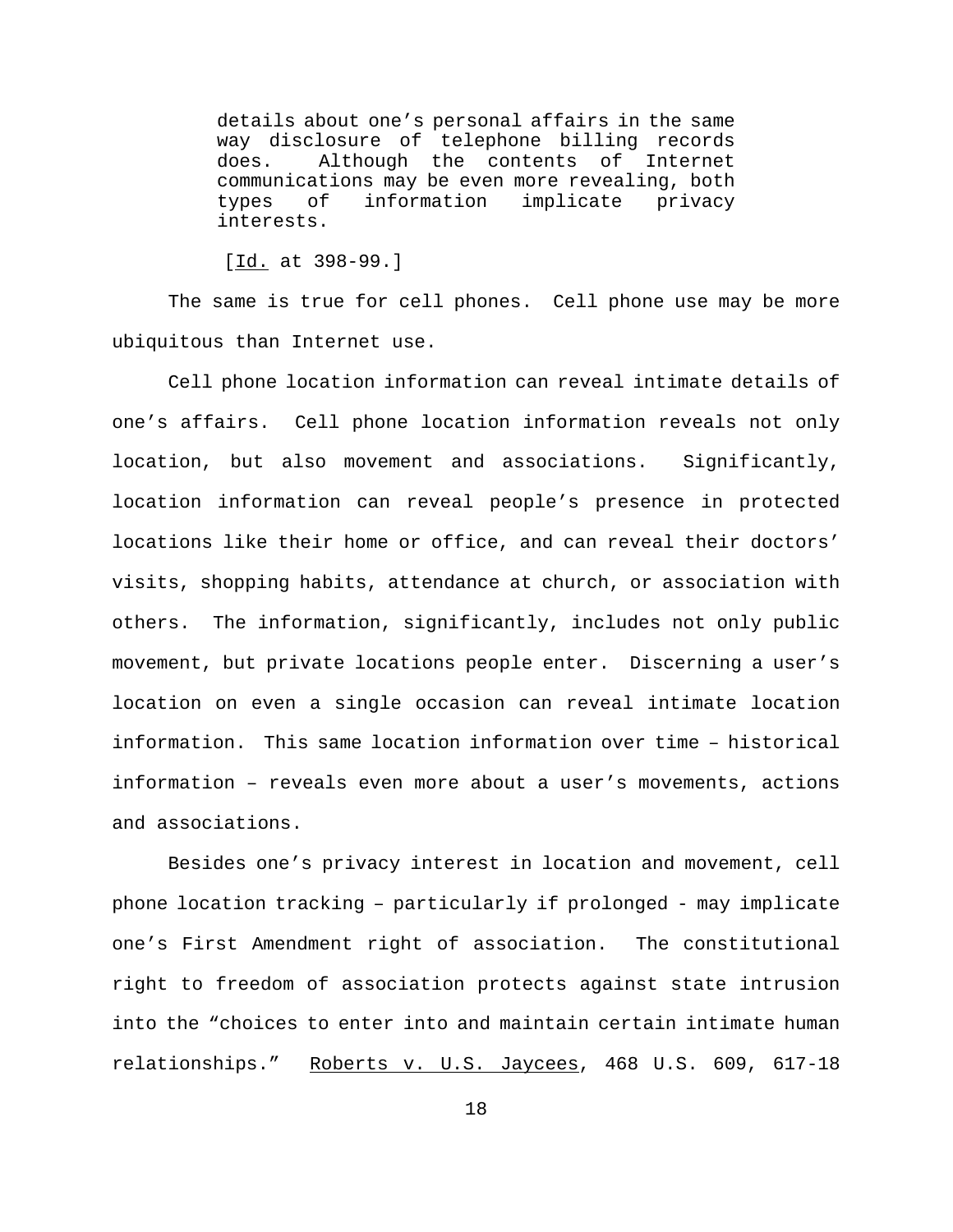> details about one's personal affairs in the same way disclosure of telephone billing records does. Although the contents of Internet communications may be even more revealing, both types of information implicate privacy interests.
>
> [Id. at 398-99.]

The same is true for cell phones. Cell phone use may be more ubiquitous than Internet use.

Cell phone location information can reveal intimate details of one's affairs. Cell phone location information reveals not only location, but also movement and associations. Significantly, location information can reveal people's presence in protected locations like their home or office, and can reveal their doctors' visits, shopping habits, attendance at church, or association with others. The information, significantly, includes not only public movement, but private locations people enter. Discerning a user's location on even a single occasion can reveal intimate location information. This same location information over time – historical information – reveals even more about a user's movements, actions and associations.

Besides one's privacy interest in location and movement, cell phone location tracking – particularly if prolonged - may implicate one's First Amendment right of association. The constitutional right to freedom of association protects against state intrusion into the "choices to enter into and maintain certain intimate human relationships." Roberts v. U.S. Jaycees, 468 U.S. 609, 617-18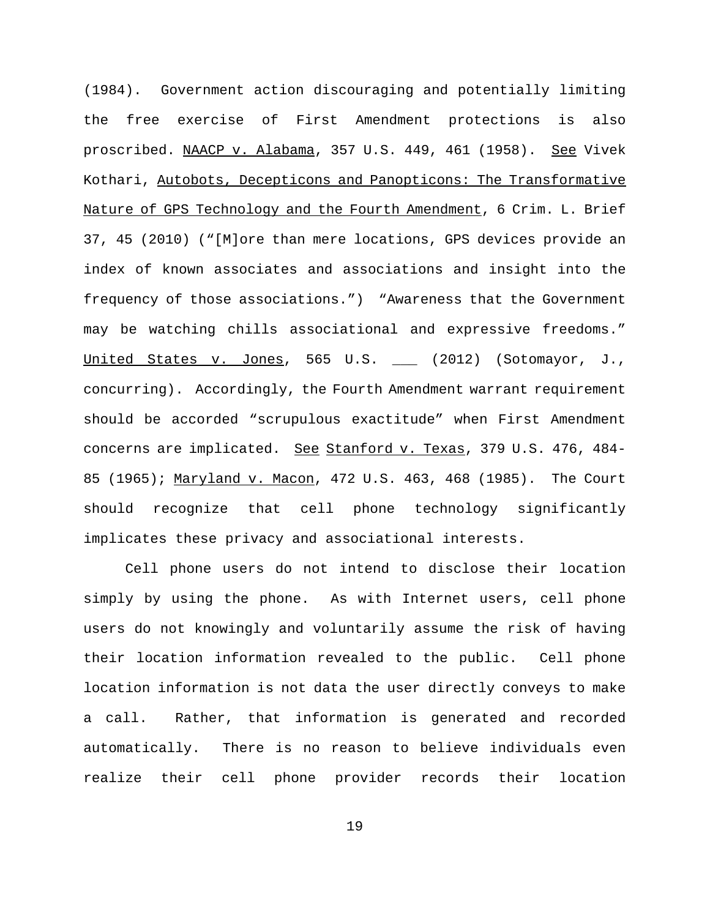(1984). Government action discouraging and potentially limiting the free exercise of First Amendment protections is also proscribed. NAACP v. Alabama, 357 U.S. 449, 461 (1958). See Vivek Kothari, Autobots, Decepticons and Panopticons: The Transformative Nature of GPS Technology and the Fourth Amendment, 6 Crim. L. Brief 37, 45 (2010) ("[M]ore than mere locations, GPS devices provide an index of known associates and associations and insight into the frequency of those associations.") "Awareness that the Government may be watching chills associational and expressive freedoms." United States v. Jones, 565 U.S. ___ (2012) (Sotomayor, J., concurring). Accordingly, the Fourth Amendment warrant requirement should be accorded "scrupulous exactitude" when First Amendment concerns are implicated. See Stanford v. Texas, 379 U.S. 476, 484-85 (1965); Maryland v. Macon, 472 U.S. 463, 468 (1985). The Court should recognize that cell phone technology significantly implicates these privacy and associational interests.

Cell phone users do not intend to disclose their location simply by using the phone. As with Internet users, cell phone users do not knowingly and voluntarily assume the risk of having their location information revealed to the public. Cell phone location information is not data the user directly conveys to make a call. Rather, that information is generated and recorded automatically. There is no reason to believe individuals even realize their cell phone provider records their location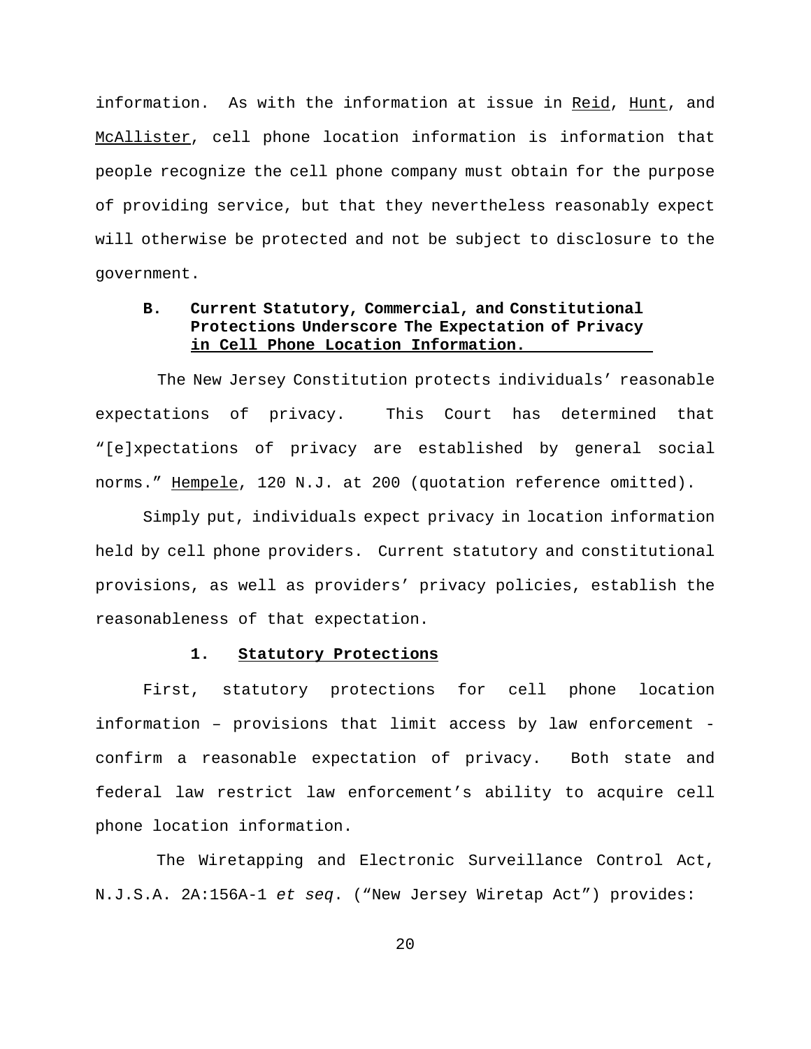information. As with the information at issue in Reid, Hunt, and McAllister, cell phone location information is information that people recognize the cell phone company must obtain for the purpose of providing service, but that they nevertheless reasonably expect will otherwise be protected and not be subject to disclosure to the government.

### B. Current Statutory, Commercial, and Constitutional Protections Underscore The Expectation of Privacy in Cell Phone Location Information.

The New Jersey Constitution protects individuals' reasonable expectations of privacy. This Court has determined that "[e]xpectations of privacy are established by general social norms." Hempele, 120 N.J. at 200 (quotation reference omitted).

Simply put, individuals expect privacy in location information held by cell phone providers. Current statutory and constitutional provisions, as well as providers' privacy policies, establish the reasonableness of that expectation.

#### 1. Statutory Protections

First, statutory protections for cell phone location information – provisions that limit access by law enforcement - confirm a reasonable expectation of privacy. Both state and federal law restrict law enforcement's ability to acquire cell phone location information.

The Wiretapping and Electronic Surveillance Control Act, N.J.S.A. 2A:156A-1 *et seq*. ("New Jersey Wiretap Act") provides: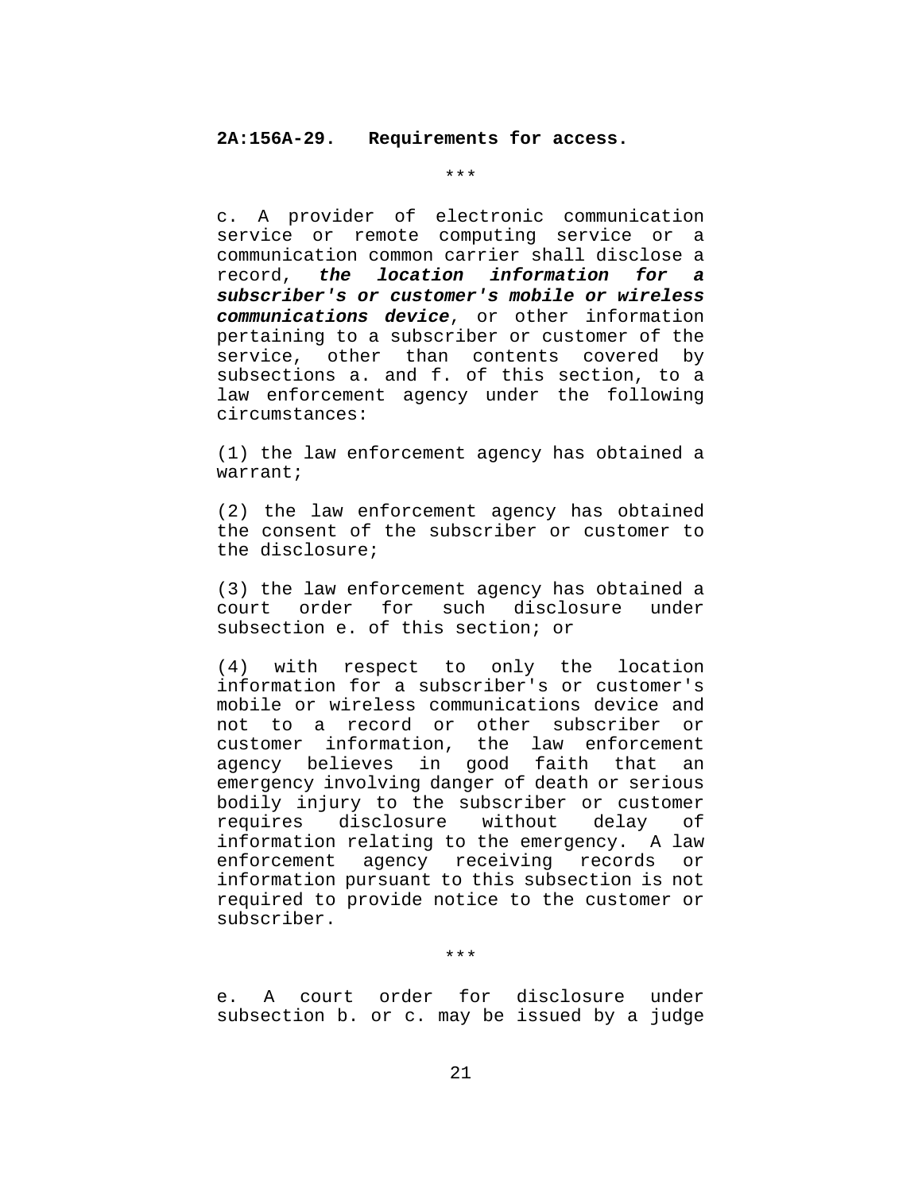**2A:156A-29. Requirements for access.**

\*\*\*

c. A provider of electronic communication service or remote computing service or a communication common carrier shall disclose a record, ***the location information for a subscriber's or customer's mobile or wireless communications device***, or other information pertaining to a subscriber or customer of the service, other than contents covered by subsections a. and f. of this section, to a law enforcement agency under the following circumstances:

(1) the law enforcement agency has obtained a warrant;

(2) the law enforcement agency has obtained the consent of the subscriber or customer to the disclosure;

(3) the law enforcement agency has obtained a court order for such disclosure under subsection e. of this section; or

(4) with respect to only the location information for a subscriber's or customer's mobile or wireless communications device and not to a record or other subscriber or customer information, the law enforcement agency believes in good faith that an emergency involving danger of death or serious bodily injury to the subscriber or customer requires disclosure without delay of information relating to the emergency. A law enforcement agency receiving records or information pursuant to this subsection is not required to provide notice to the customer or subscriber.

\*\*\*

e. A court order for disclosure under subsection b. or c. may be issued by a judge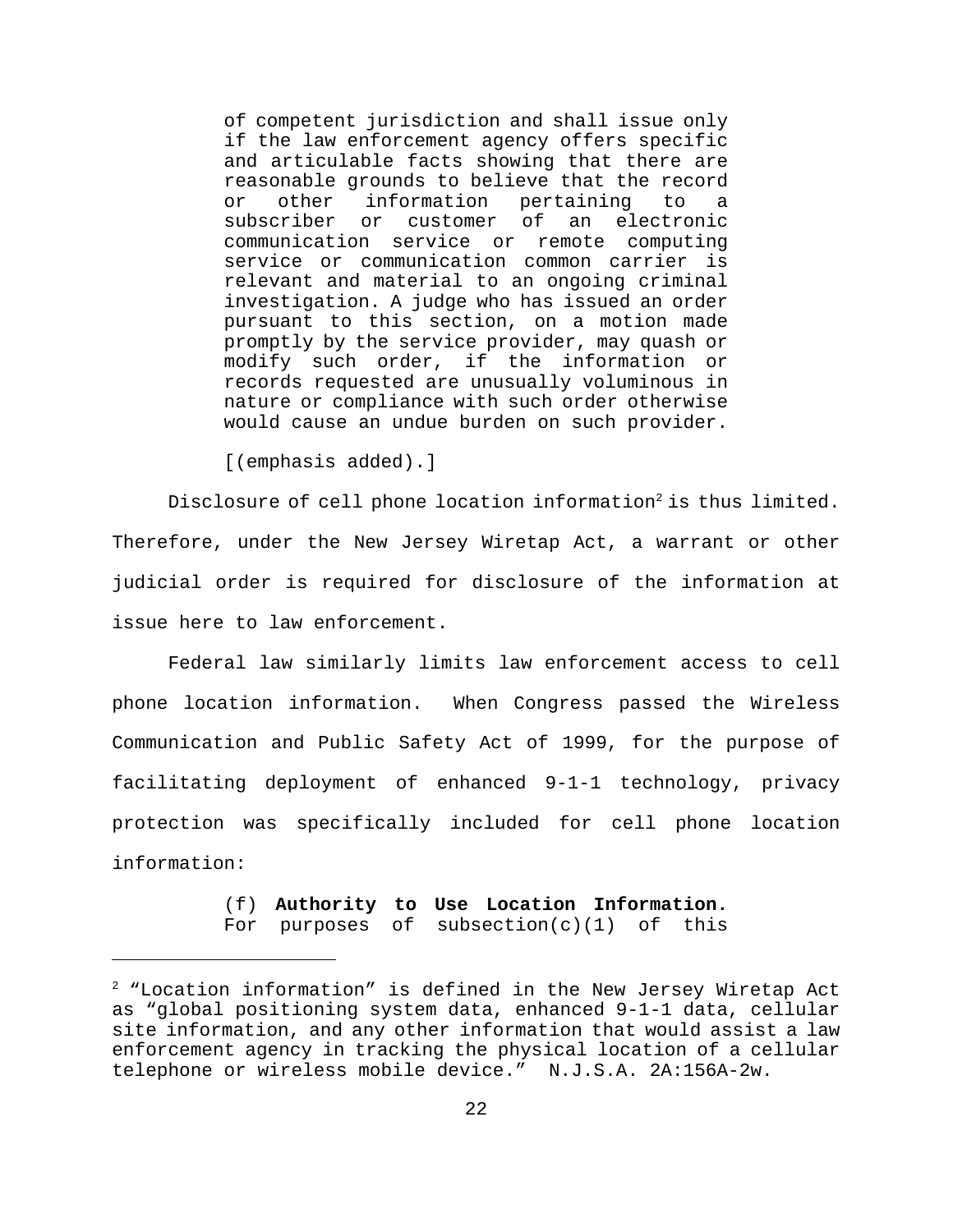> of competent jurisdiction and shall issue only if the law enforcement agency offers specific and articulable facts showing that there are reasonable grounds to believe that the record or other information pertaining to a subscriber or customer of an electronic communication service or remote computing service or communication common carrier is relevant and material to an ongoing criminal investigation. A judge who has issued an order pursuant to this section, on a motion made promptly by the service provider, may quash or modify such order, if the information or records requested are unusually voluminous in nature or compliance with such order otherwise would cause an undue burden on such provider.
>
> [(emphasis added).]

Disclosure of cell phone location information[2] is thus limited. Therefore, under the New Jersey Wiretap Act, a warrant or other judicial order is required for disclosure of the information at issue here to law enforcement.

Federal law similarly limits law enforcement access to cell phone location information. When Congress passed the Wireless Communication and Public Safety Act of 1999, for the purpose of facilitating deployment of enhanced 9-1-1 technology, privacy protection was specifically included for cell phone location information:

> (f) **Authority to Use Location Information.** For purposes of subsection(c)(1) of this

---

[2] "Location information" is defined in the New Jersey Wiretap Act as "global positioning system data, enhanced 9-1-1 data, cellular site information, and any other information that would assist a law enforcement agency in tracking the physical location of a cellular telephone or wireless mobile device." N.J.S.A. 2A:156A-2w.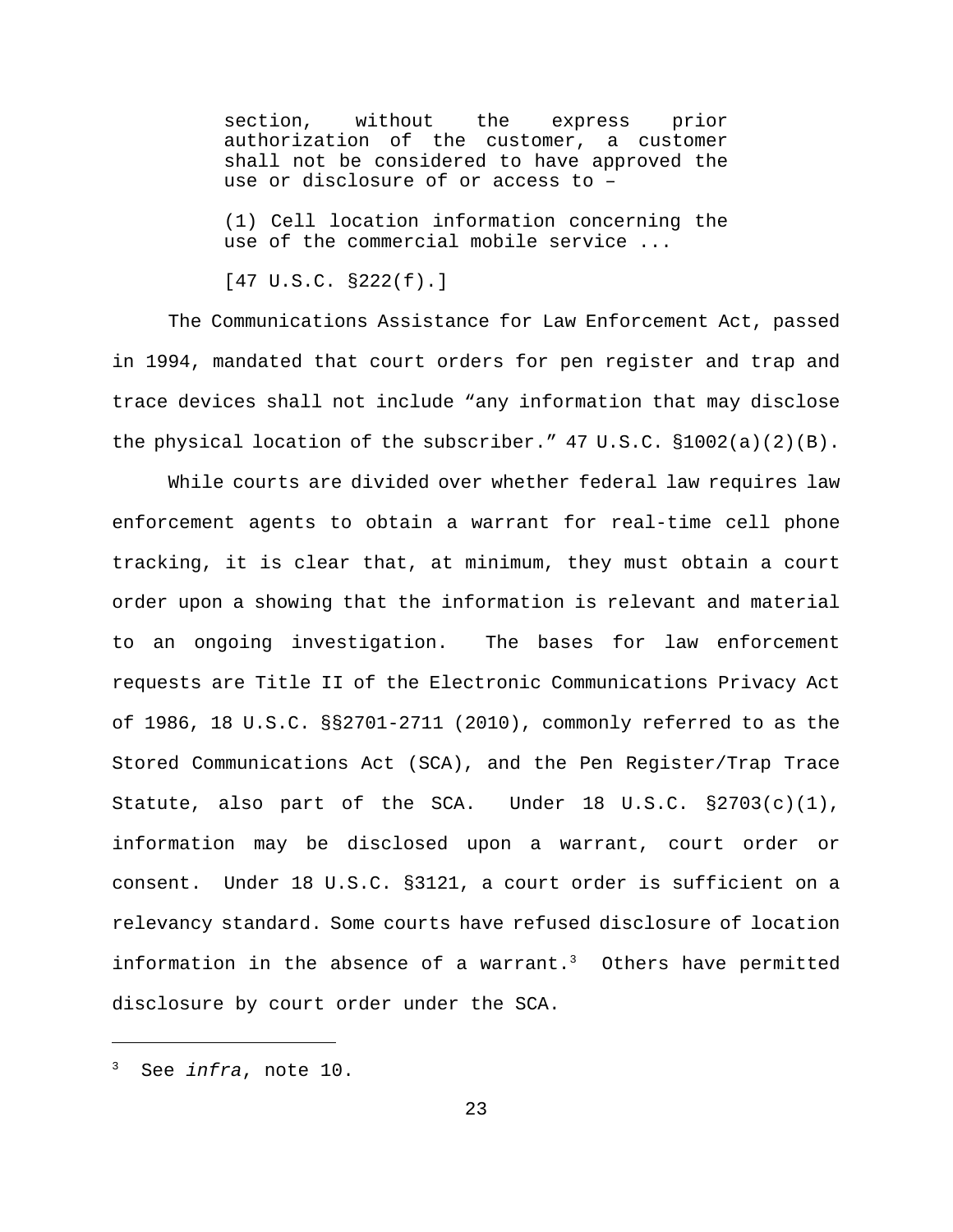> section, without the express prior authorization of the customer, a customer shall not be considered to have approved the use or disclosure of or access to –
>
> (1) Cell location information concerning the use of the commercial mobile service ...
>
> [47 U.S.C. §222(f).]

The Communications Assistance for Law Enforcement Act, passed in 1994, mandated that court orders for pen register and trap and trace devices shall not include "any information that may disclose the physical location of the subscriber." 47 U.S.C. §1002(a)(2)(B).

While courts are divided over whether federal law requires law enforcement agents to obtain a warrant for real-time cell phone tracking, it is clear that, at minimum, they must obtain a court order upon a showing that the information is relevant and material to an ongoing investigation. The bases for law enforcement requests are Title II of the Electronic Communications Privacy Act of 1986, 18 U.S.C. §§2701-2711 (2010), commonly referred to as the Stored Communications Act (SCA), and the Pen Register/Trap Trace Statute, also part of the SCA. Under 18 U.S.C. §2703(c)(1), information may be disclosed upon a warrant, court order or consent. Under 18 U.S.C. §3121, a court order is sufficient on a relevancy standard. Some courts have refused disclosure of location information in the absence of a warrant.[3] Others have permitted disclosure by court order under the SCA.

---

[3] See *infra*, note 10.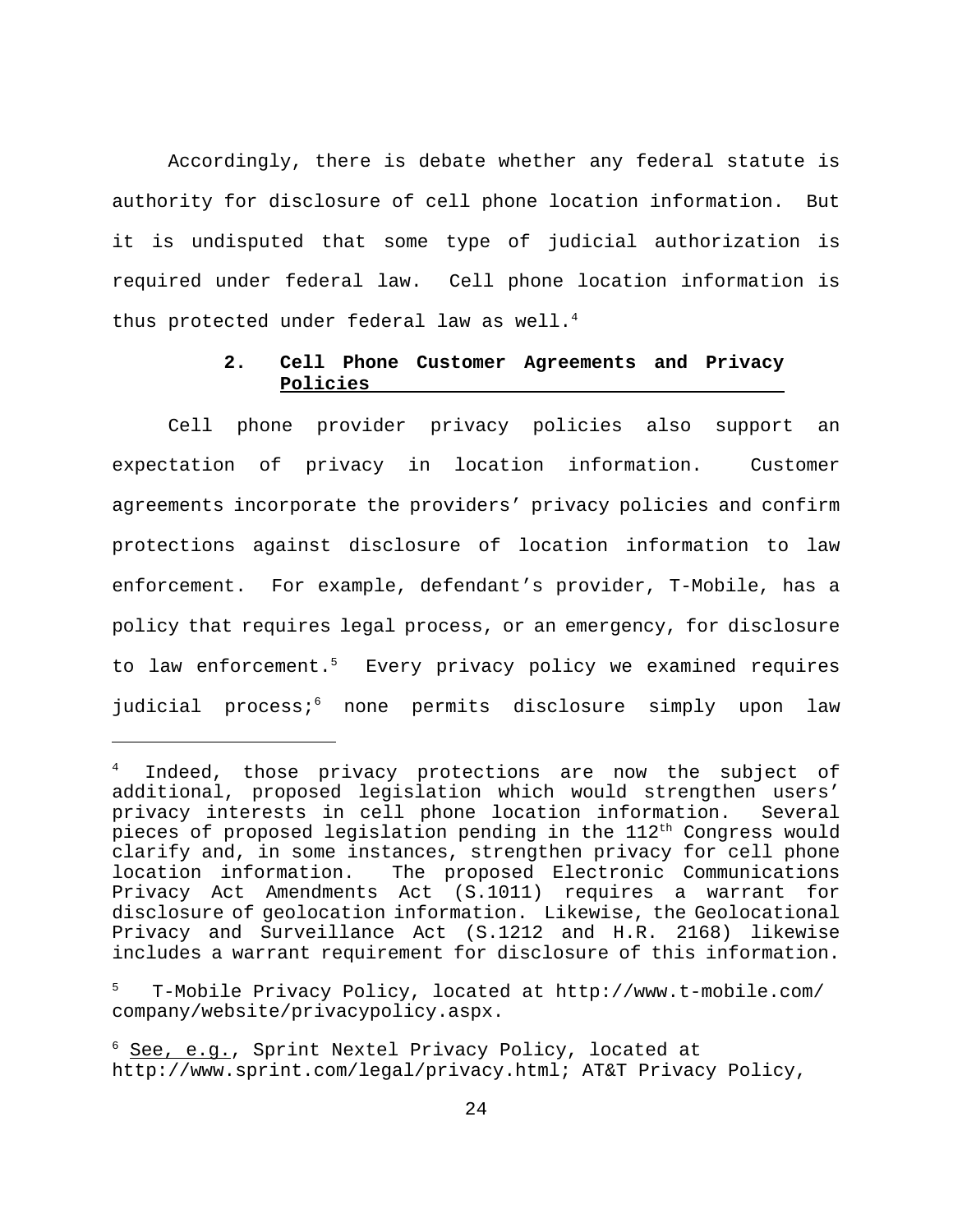Accordingly, there is debate whether any federal statute is authority for disclosure of cell phone location information. But it is undisputed that some type of judicial authorization is required under federal law. Cell phone location information is thus protected under federal law as well.[4]

### 2. <u>Cell Phone Customer Agreements and Privacy Policies</u>

Cell phone provider privacy policies also support an expectation of privacy in location information. Customer agreements incorporate the providers' privacy policies and confirm protections against disclosure of location information to law enforcement. For example, defendant's provider, T-Mobile, has a policy that requires legal process, or an emergency, for disclosure to law enforcement.[5] Every privacy policy we examined requires judicial process;[6] none permits disclosure simply upon law

---

[4] Indeed, those privacy protections are now the subject of additional, proposed legislation which would strengthen users' privacy interests in cell phone location information. Several pieces of proposed legislation pending in the 112th Congress would clarify and, in some instances, strengthen privacy for cell phone location information. The proposed Electronic Communications Privacy Act Amendments Act (S.1011) requires a warrant for disclosure of geolocation information. Likewise, the Geolocational Privacy and Surveillance Act (S.1212 and H.R. 2168) likewise includes a warrant requirement for disclosure of this information.

[5] T-Mobile Privacy Policy, located at http://www.t-mobile.com/company/website/privacypolicy.aspx.

[6] <u>See, e.g.</u>, Sprint Nextel Privacy Policy, located at http://www.sprint.com/legal/privacy.html; AT&T Privacy Policy,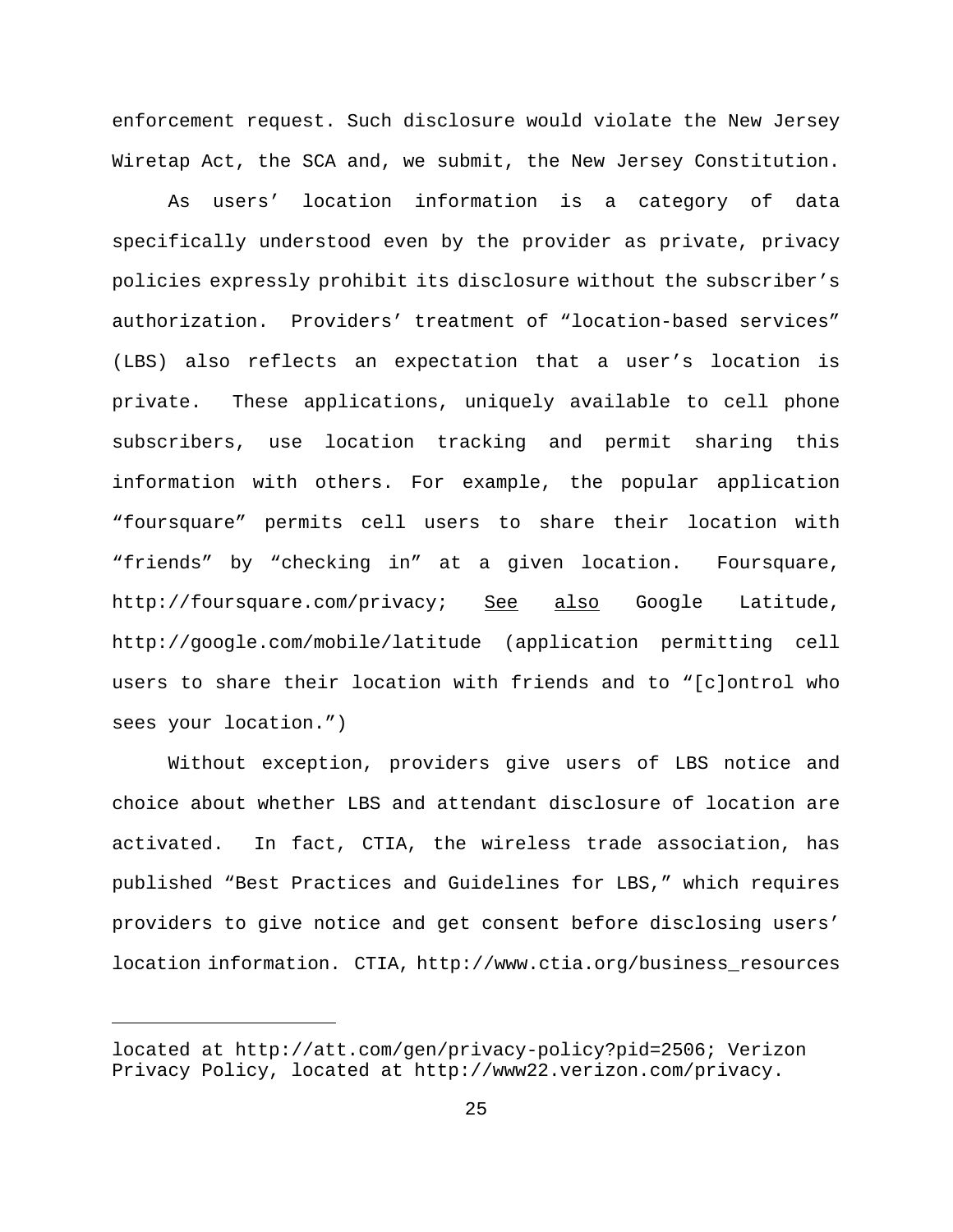enforcement request. Such disclosure would violate the New Jersey Wiretap Act, the SCA and, we submit, the New Jersey Constitution.

As users' location information is a category of data specifically understood even by the provider as private, privacy policies expressly prohibit its disclosure without the subscriber's authorization. Providers' treatment of "location-based services" (LBS) also reflects an expectation that a user's location is private. These applications, uniquely available to cell phone subscribers, use location tracking and permit sharing this information with others. For example, the popular application "foursquare" permits cell users to share their location with "friends" by "checking in" at a given location. Foursquare, http://foursquare.com/privacy; See also Google Latitude, http://google.com/mobile/latitude (application permitting cell users to share their location with friends and to "[c]ontrol who sees your location.")

Without exception, providers give users of LBS notice and choice about whether LBS and attendant disclosure of location are activated. In fact, CTIA, the wireless trade association, has published "Best Practices and Guidelines for LBS," which requires providers to give notice and get consent before disclosing users' location information. CTIA, http://www.ctia.org/business_resources

---

located at http://att.com/gen/privacy-policy?pid=2506; Verizon Privacy Policy, located at http://www22.verizon.com/privacy.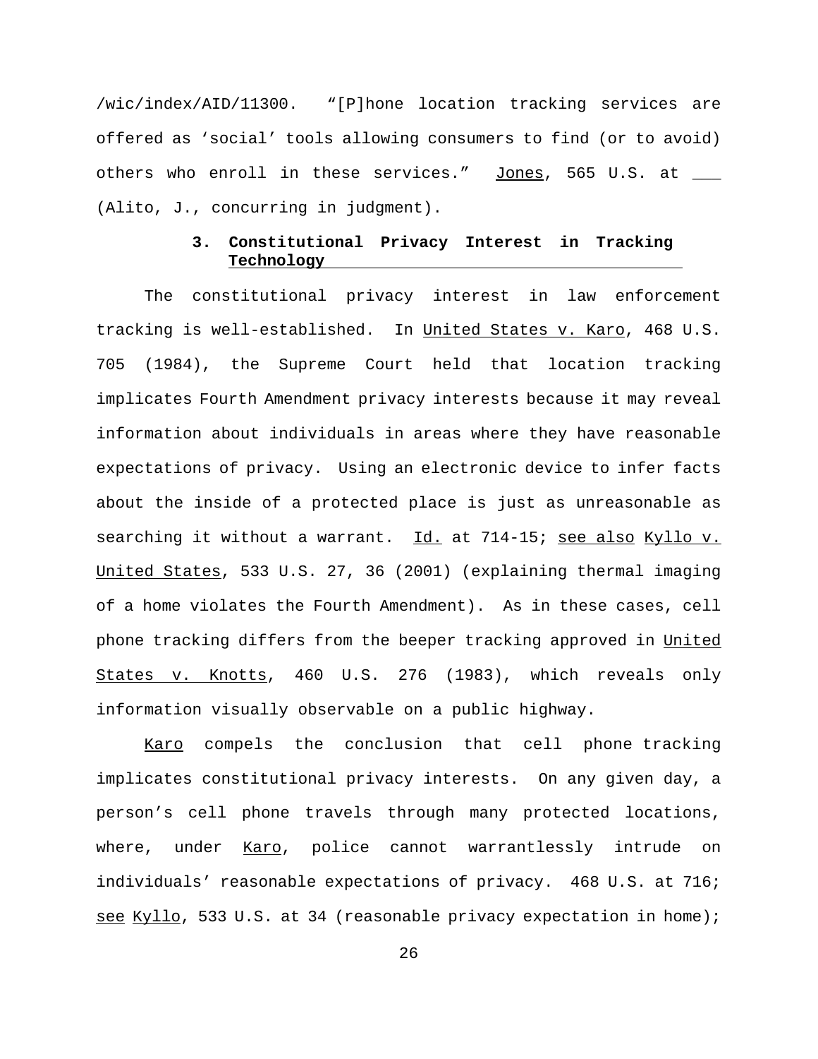/wic/index/AID/11300. "[P]hone location tracking services are offered as 'social' tools allowing consumers to find (or to avoid) others who enroll in these services." Jones, 565 U.S. at ___ (Alito, J., concurring in judgment).

### 3. Constitutional Privacy Interest in Tracking Technology

The constitutional privacy interest in law enforcement tracking is well-established. In United States v. Karo, 468 U.S. 705 (1984), the Supreme Court held that location tracking implicates Fourth Amendment privacy interests because it may reveal information about individuals in areas where they have reasonable expectations of privacy. Using an electronic device to infer facts about the inside of a protected place is just as unreasonable as searching it without a warrant. Id. at 714-15; see also Kyllo v. United States, 533 U.S. 27, 36 (2001) (explaining thermal imaging of a home violates the Fourth Amendment). As in these cases, cell phone tracking differs from the beeper tracking approved in United States v. Knotts, 460 U.S. 276 (1983), which reveals only information visually observable on a public highway.

Karo compels the conclusion that cell phone tracking implicates constitutional privacy interests. On any given day, a person's cell phone travels through many protected locations, where, under Karo, police cannot warrantlessly intrude on individuals' reasonable expectations of privacy. 468 U.S. at 716; see Kyllo, 533 U.S. at 34 (reasonable privacy expectation in home);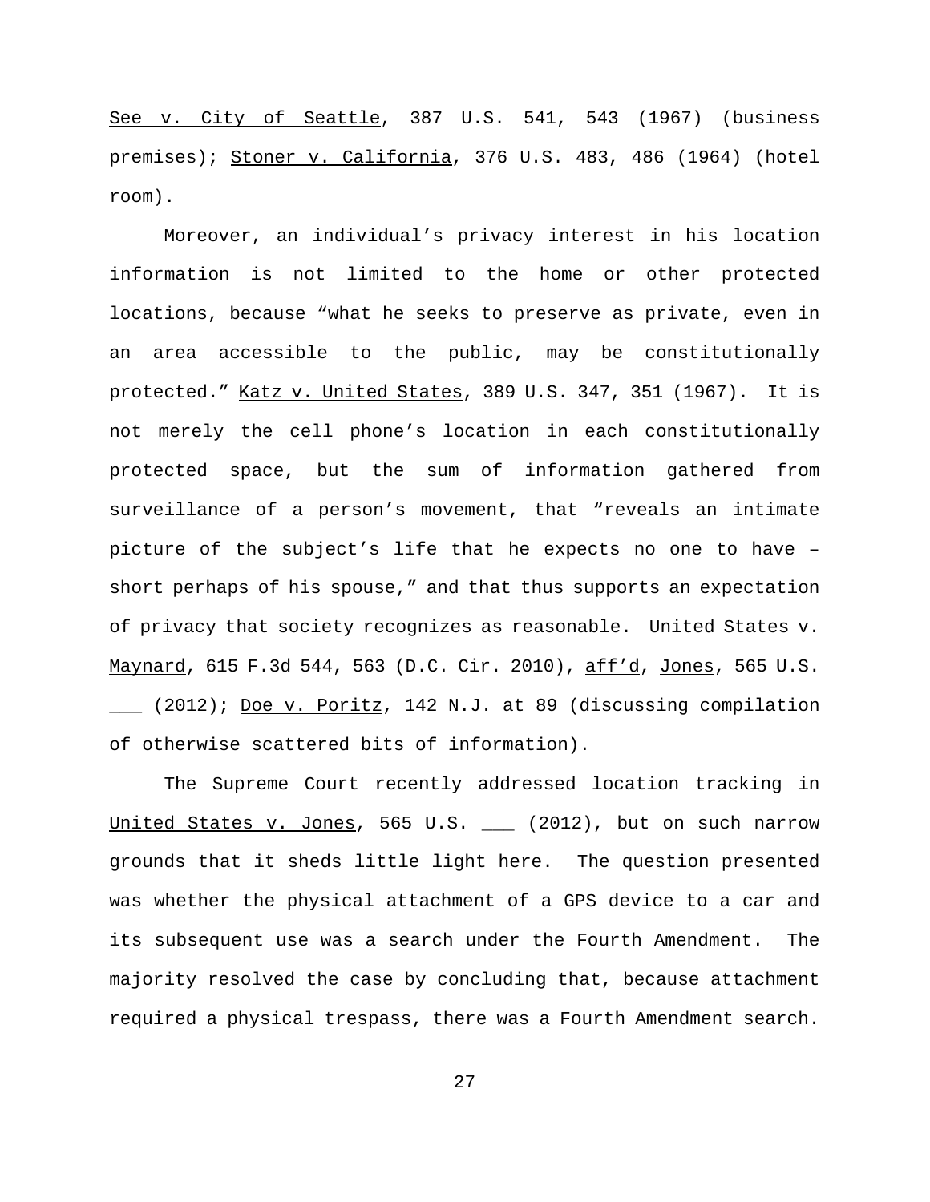See v. City of Seattle, 387 U.S. 541, 543 (1967) (business premises); Stoner v. California, 376 U.S. 483, 486 (1964) (hotel room).

Moreover, an individual's privacy interest in his location information is not limited to the home or other protected locations, because "what he seeks to preserve as private, even in an area accessible to the public, may be constitutionally protected." Katz v. United States, 389 U.S. 347, 351 (1967). It is not merely the cell phone's location in each constitutionally protected space, but the sum of information gathered from surveillance of a person's movement, that "reveals an intimate picture of the subject's life that he expects no one to have – short perhaps of his spouse," and that thus supports an expectation of privacy that society recognizes as reasonable. United States v. Maynard, 615 F.3d 544, 563 (D.C. Cir. 2010), aff'd, Jones, 565 U.S. ___ (2012); Doe v. Poritz, 142 N.J. at 89 (discussing compilation of otherwise scattered bits of information).

The Supreme Court recently addressed location tracking in United States v. Jones, 565 U.S. ___ (2012), but on such narrow grounds that it sheds little light here. The question presented was whether the physical attachment of a GPS device to a car and its subsequent use was a search under the Fourth Amendment. The majority resolved the case by concluding that, because attachment required a physical trespass, there was a Fourth Amendment search.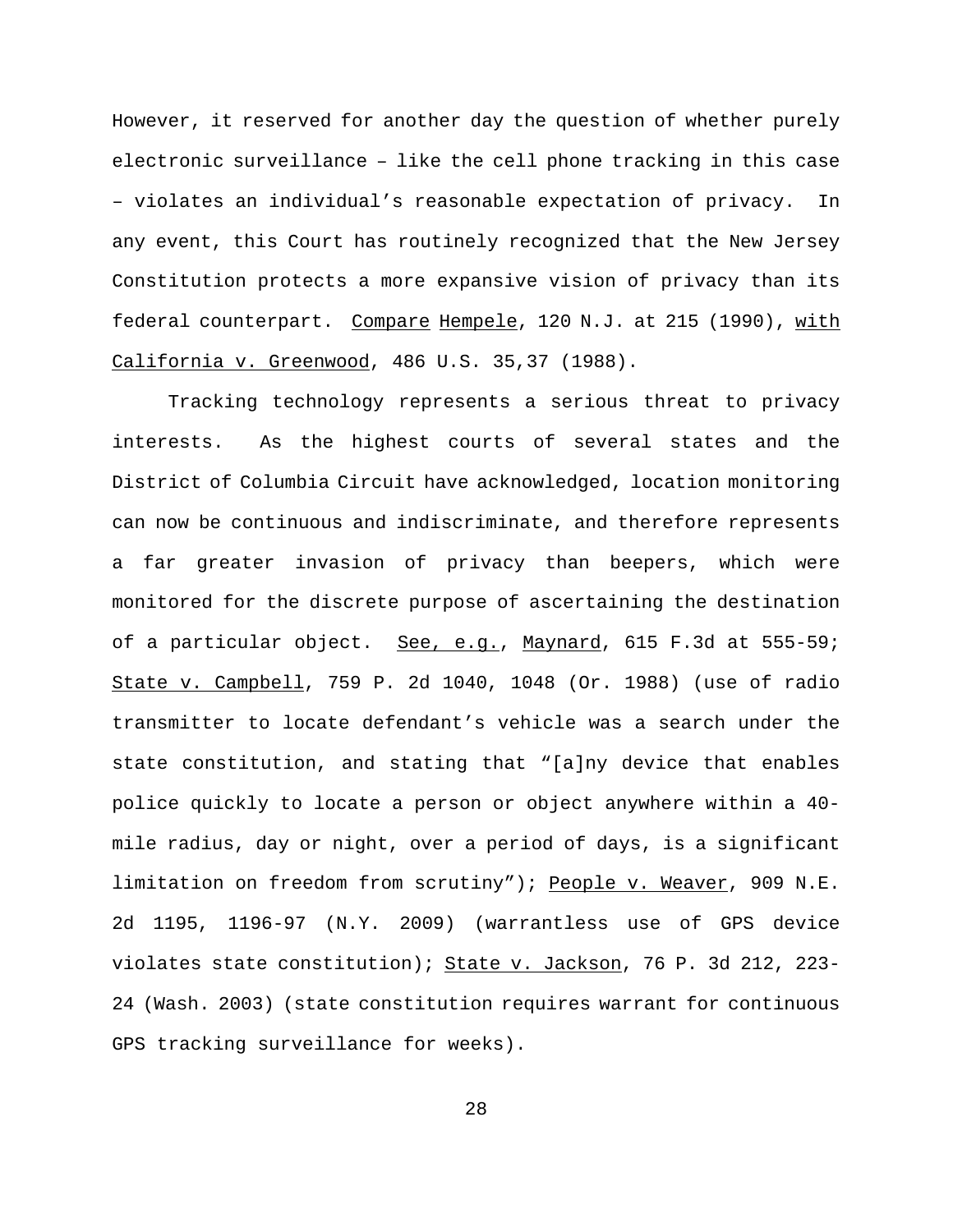However, it reserved for another day the question of whether purely electronic surveillance – like the cell phone tracking in this case – violates an individual's reasonable expectation of privacy. In any event, this Court has routinely recognized that the New Jersey Constitution protects a more expansive vision of privacy than its federal counterpart. Compare Hempele, 120 N.J. at 215 (1990), with California v. Greenwood, 486 U.S. 35,37 (1988).

Tracking technology represents a serious threat to privacy interests. As the highest courts of several states and the District of Columbia Circuit have acknowledged, location monitoring can now be continuous and indiscriminate, and therefore represents a far greater invasion of privacy than beepers, which were monitored for the discrete purpose of ascertaining the destination of a particular object. See, e.g., Maynard, 615 F.3d at 555-59; State v. Campbell, 759 P. 2d 1040, 1048 (Or. 1988) (use of radio transmitter to locate defendant's vehicle was a search under the state constitution, and stating that "[a]ny device that enables police quickly to locate a person or object anywhere within a 40-mile radius, day or night, over a period of days, is a significant limitation on freedom from scrutiny"); People v. Weaver, 909 N.E. 2d 1195, 1196-97 (N.Y. 2009) (warrantless use of GPS device violates state constitution); State v. Jackson, 76 P. 3d 212, 223-24 (Wash. 2003) (state constitution requires warrant for continuous GPS tracking surveillance for weeks).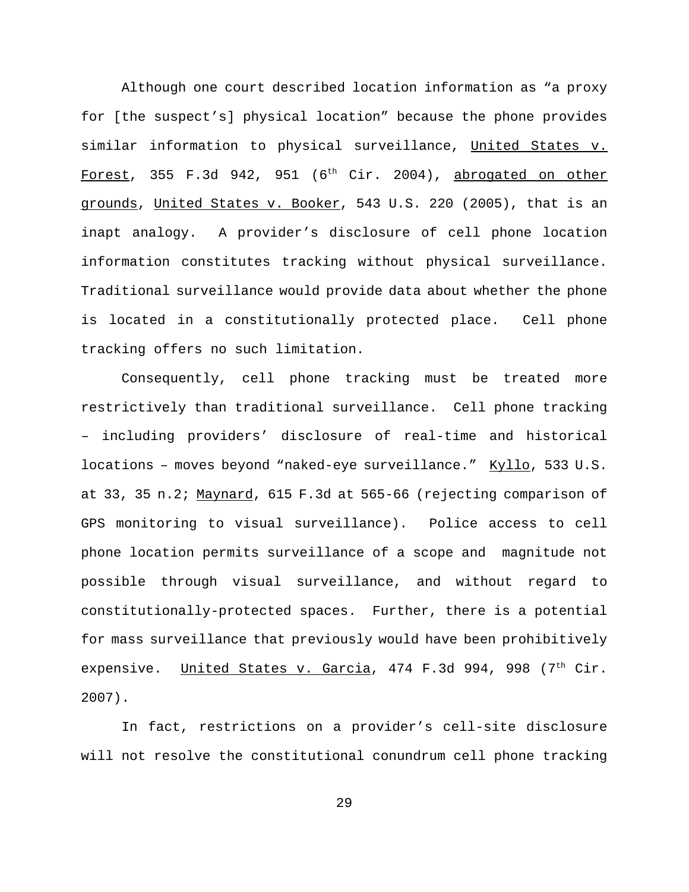Although one court described location information as "a proxy for [the suspect's] physical location" because the phone provides similar information to physical surveillance, United States v. Forest, 355 F.3d 942, 951 (6th Cir. 2004), abrogated on other grounds, United States v. Booker, 543 U.S. 220 (2005), that is an inapt analogy. A provider's disclosure of cell phone location information constitutes tracking without physical surveillance. Traditional surveillance would provide data about whether the phone is located in a constitutionally protected place. Cell phone tracking offers no such limitation.

Consequently, cell phone tracking must be treated more restrictively than traditional surveillance. Cell phone tracking – including providers' disclosure of real-time and historical locations – moves beyond "naked-eye surveillance." Kyllo, 533 U.S. at 33, 35 n.2; Maynard, 615 F.3d at 565-66 (rejecting comparison of GPS monitoring to visual surveillance). Police access to cell phone location permits surveillance of a scope and magnitude not possible through visual surveillance, and without regard to constitutionally-protected spaces. Further, there is a potential for mass surveillance that previously would have been prohibitively expensive. United States v. Garcia, 474 F.3d 994, 998 (7th Cir. 2007).

In fact, restrictions on a provider's cell-site disclosure will not resolve the constitutional conundrum cell phone tracking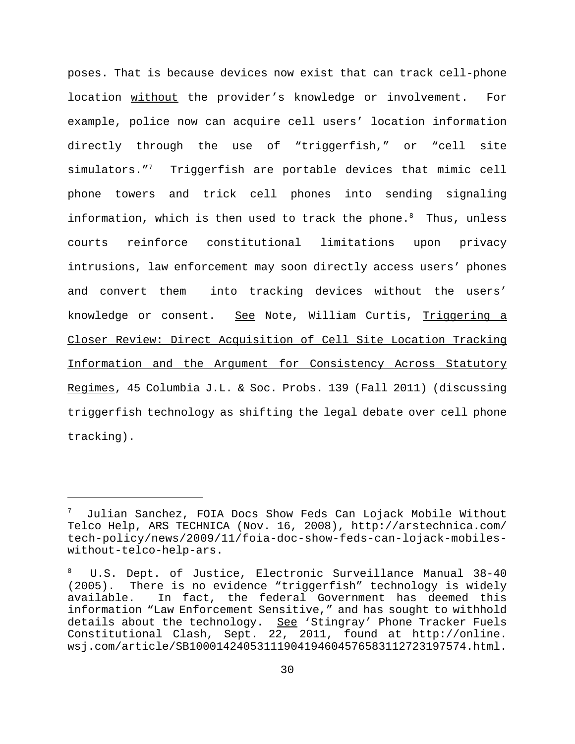poses. That is because devices now exist that can track cell-phone location <u>without</u> the provider's knowledge or involvement. For example, police now can acquire cell users' location information directly through the use of "triggerfish," or "cell site simulators."[7] Triggerfish are portable devices that mimic cell phone towers and trick cell phones into sending signaling information, which is then used to track the phone.[8] Thus, unless courts reinforce constitutional limitations upon privacy intrusions, law enforcement may soon directly access users' phones and convert them into tracking devices without the users' knowledge or consent. <u>See</u> Note, William Curtis, <u>Triggering a Closer Review: Direct Acquisition of Cell Site Location Tracking Information and the Argument for Consistency Across Statutory Regimes</u>, 45 Columbia J.L. & Soc. Probs. 139 (Fall 2011) (discussing triggerfish technology as shifting the legal debate over cell phone tracking).

---

[7] Julian Sanchez, FOIA Docs Show Feds Can Lojack Mobile Without Telco Help, ARS TECHNICA (Nov. 16, 2008), http://arstechnica.com/tech-policy/news/2009/11/foia-doc-show-feds-can-lojack-mobiles-without-telco-help-ars.

[8] U.S. Dept. of Justice, Electronic Surveillance Manual 38-40 (2005). There is no evidence "triggerfish" technology is widely available. In fact, the federal Government has deemed this information "Law Enforcement Sensitive," and has sought to withhold details about the technology. <u>See</u> 'Stingray' Phone Tracker Fuels Constitutional Clash, Sept. 22, 2011, found at http://online.wsj.com/article/SB10001424053111904194604576583112723197574.html.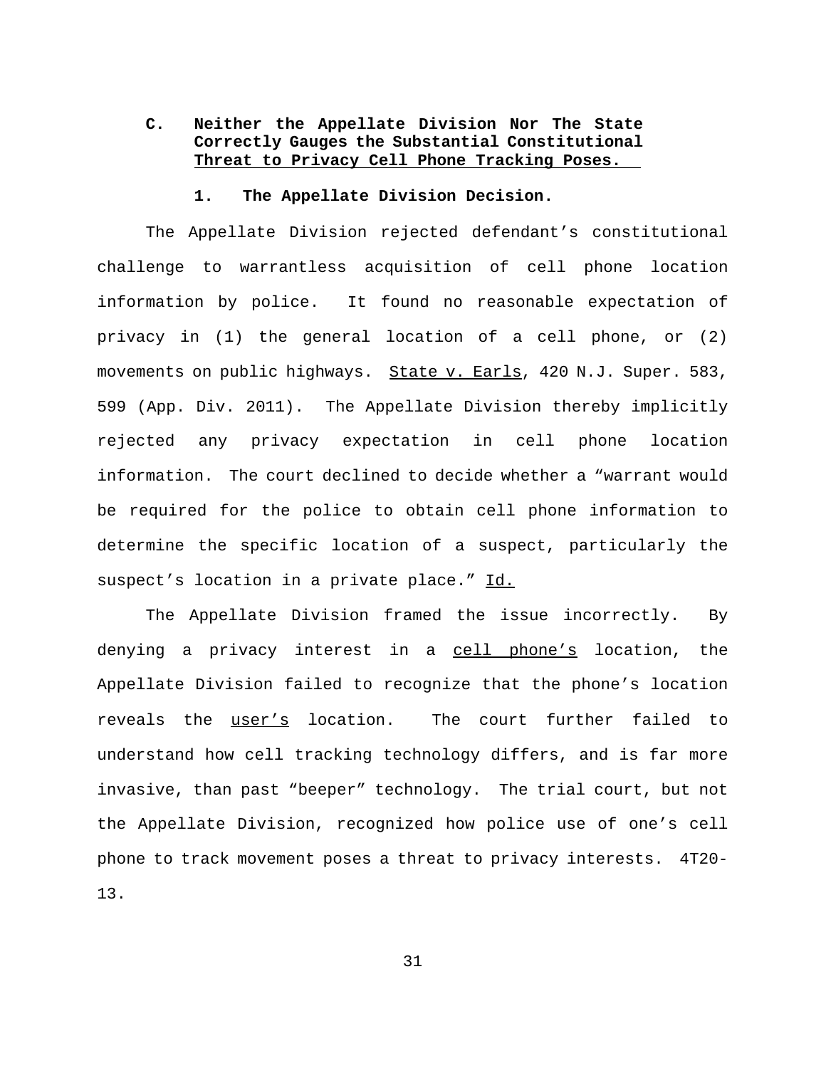### C. Neither the Appellate Division Nor The State Correctly Gauges the Substantial Constitutional Threat to Privacy Cell Phone Tracking Poses.

#### 1. The Appellate Division Decision.

The Appellate Division rejected defendant's constitutional challenge to warrantless acquisition of cell phone location information by police. It found no reasonable expectation of privacy in (1) the general location of a cell phone, or (2) movements on public highways. State v. Earls, 420 N.J. Super. 583, 599 (App. Div. 2011). The Appellate Division thereby implicitly rejected any privacy expectation in cell phone location information. The court declined to decide whether a "warrant would be required for the police to obtain cell phone information to determine the specific location of a suspect, particularly the suspect's location in a private place." Id.

The Appellate Division framed the issue incorrectly. By denying a privacy interest in a cell phone's location, the Appellate Division failed to recognize that the phone's location reveals the user's location. The court further failed to understand how cell tracking technology differs, and is far more invasive, than past "beeper" technology. The trial court, but not the Appellate Division, recognized how police use of one's cell phone to track movement poses a threat to privacy interests. 4T20-13.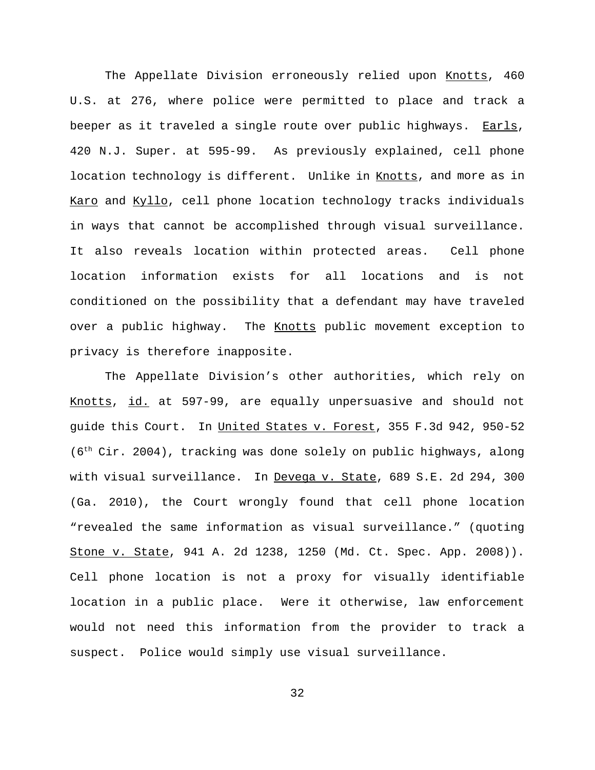The Appellate Division erroneously relied upon Knotts, 460 U.S. at 276, where police were permitted to place and track a beeper as it traveled a single route over public highways. Earls, 420 N.J. Super. at 595-99. As previously explained, cell phone location technology is different. Unlike in Knotts, and more as in Karo and Kyllo, cell phone location technology tracks individuals in ways that cannot be accomplished through visual surveillance. It also reveals location within protected areas. Cell phone location information exists for all locations and is not conditioned on the possibility that a defendant may have traveled over a public highway. The Knotts public movement exception to privacy is therefore inapposite.

The Appellate Division's other authorities, which rely on Knotts, id. at 597-99, are equally unpersuasive and should not guide this Court. In United States v. Forest, 355 F.3d 942, 950-52 (6th Cir. 2004), tracking was done solely on public highways, along with visual surveillance. In Devega v. State, 689 S.E. 2d 294, 300 (Ga. 2010), the Court wrongly found that cell phone location "revealed the same information as visual surveillance." (quoting Stone v. State, 941 A. 2d 1238, 1250 (Md. Ct. Spec. App. 2008)). Cell phone location is not a proxy for visually identifiable location in a public place. Were it otherwise, law enforcement would not need this information from the provider to track a suspect. Police would simply use visual surveillance.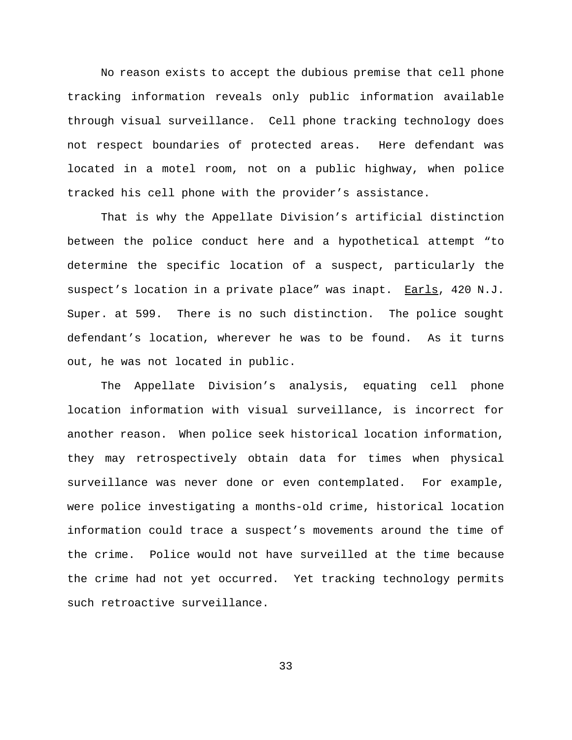No reason exists to accept the dubious premise that cell phone tracking information reveals only public information available through visual surveillance. Cell phone tracking technology does not respect boundaries of protected areas. Here defendant was located in a motel room, not on a public highway, when police tracked his cell phone with the provider's assistance.

That is why the Appellate Division's artificial distinction between the police conduct here and a hypothetical attempt "to determine the specific location of a suspect, particularly the suspect's location in a private place" was inapt. Earls, 420 N.J. Super. at 599. There is no such distinction. The police sought defendant's location, wherever he was to be found. As it turns out, he was not located in public.

The Appellate Division's analysis, equating cell phone location information with visual surveillance, is incorrect for another reason. When police seek historical location information, they may retrospectively obtain data for times when physical surveillance was never done or even contemplated. For example, were police investigating a months-old crime, historical location information could trace a suspect's movements around the time of the crime. Police would not have surveilled at the time because the crime had not yet occurred. Yet tracking technology permits such retroactive surveillance.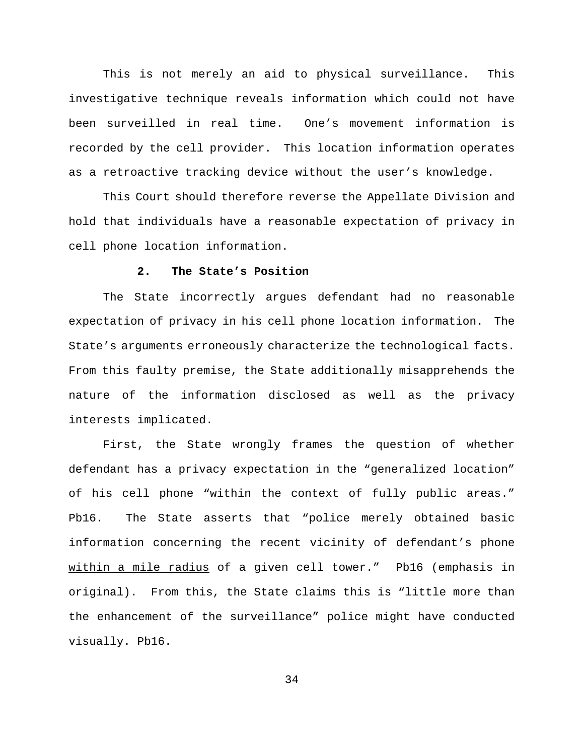This is not merely an aid to physical surveillance. This investigative technique reveals information which could not have been surveilled in real time. One's movement information is recorded by the cell provider. This location information operates as a retroactive tracking device without the user's knowledge.

This Court should therefore reverse the Appellate Division and hold that individuals have a reasonable expectation of privacy in cell phone location information.

### 2. The State's Position

The State incorrectly argues defendant had no reasonable expectation of privacy in his cell phone location information. The State's arguments erroneously characterize the technological facts. From this faulty premise, the State additionally misapprehends the nature of the information disclosed as well as the privacy interests implicated.

First, the State wrongly frames the question of whether defendant has a privacy expectation in the "generalized location" of his cell phone "within the context of fully public areas." Pb16. The State asserts that "police merely obtained basic information concerning the recent vicinity of defendant's phone <u>within a mile radius</u> of a given cell tower." Pb16 (emphasis in original). From this, the State claims this is "little more than the enhancement of the surveillance" police might have conducted visually. Pb16.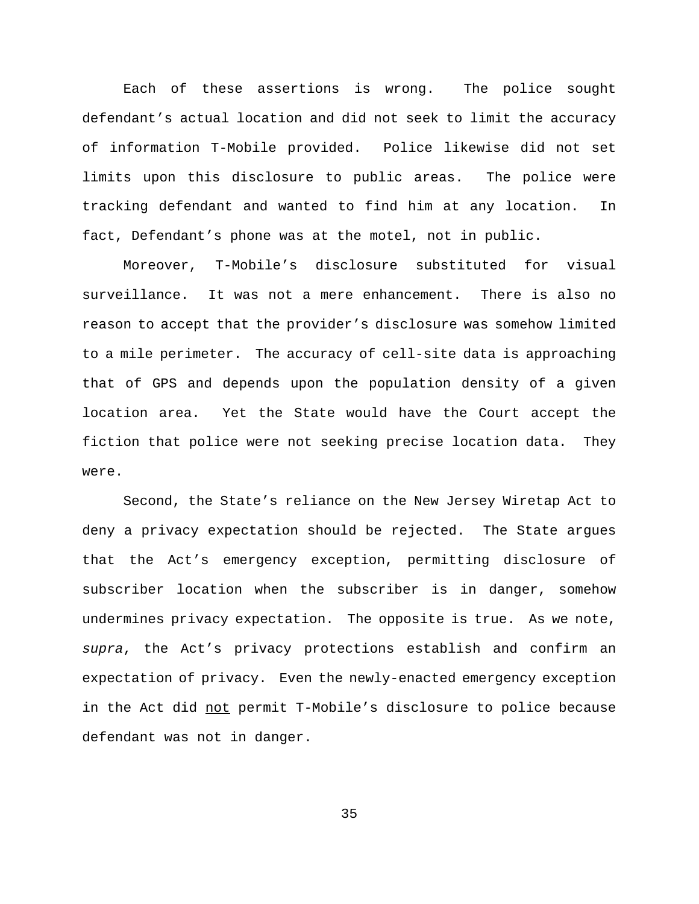Each of these assertions is wrong. The police sought defendant's actual location and did not seek to limit the accuracy of information T-Mobile provided. Police likewise did not set limits upon this disclosure to public areas. The police were tracking defendant and wanted to find him at any location. In fact, Defendant's phone was at the motel, not in public.

Moreover, T-Mobile's disclosure substituted for visual surveillance. It was not a mere enhancement. There is also no reason to accept that the provider's disclosure was somehow limited to a mile perimeter. The accuracy of cell-site data is approaching that of GPS and depends upon the population density of a given location area. Yet the State would have the Court accept the fiction that police were not seeking precise location data. They were.

Second, the State's reliance on the New Jersey Wiretap Act to deny a privacy expectation should be rejected. The State argues that the Act's emergency exception, permitting disclosure of subscriber location when the subscriber is in danger, somehow undermines privacy expectation. The opposite is true. As we note, *supra*, the Act's privacy protections establish and confirm an expectation of privacy. Even the newly-enacted emergency exception in the Act did <u>not</u> permit T-Mobile's disclosure to police because defendant was not in danger.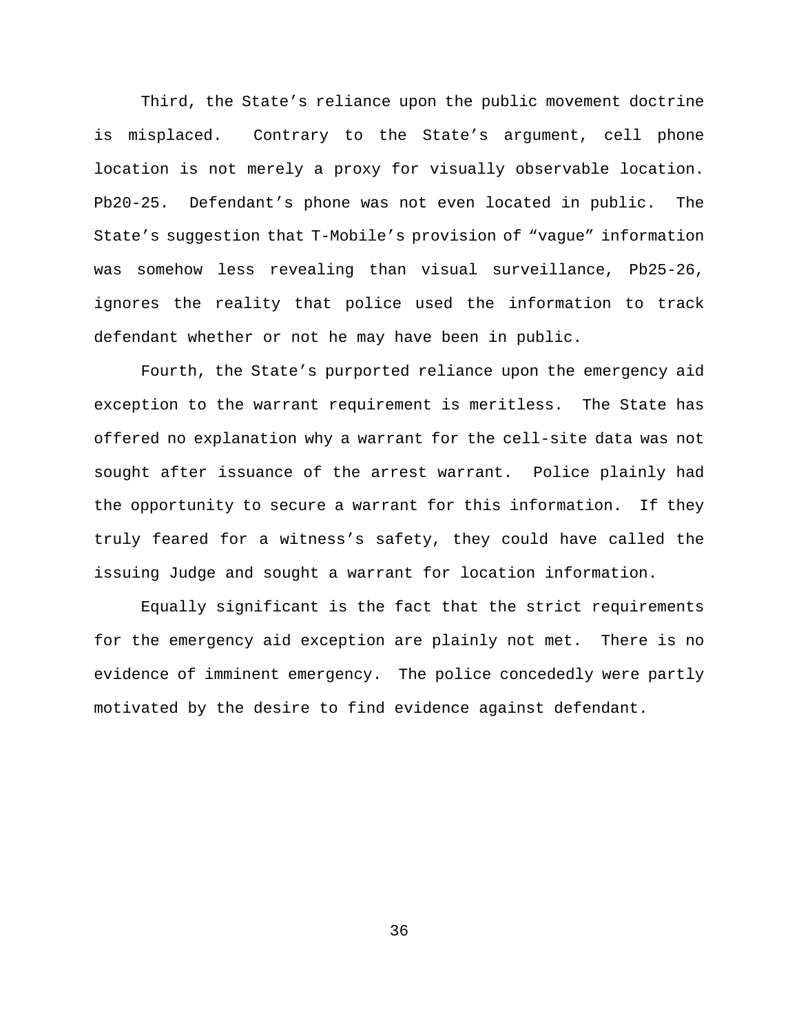Third, the State's reliance upon the public movement doctrine is misplaced. Contrary to the State's argument, cell phone location is not merely a proxy for visually observable location. Pb20-25. Defendant's phone was not even located in public. The State's suggestion that T-Mobile's provision of "vague" information was somehow less revealing than visual surveillance, Pb25-26, ignores the reality that police used the information to track defendant whether or not he may have been in public.

Fourth, the State's purported reliance upon the emergency aid exception to the warrant requirement is meritless. The State has offered no explanation why a warrant for the cell-site data was not sought after issuance of the arrest warrant. Police plainly had the opportunity to secure a warrant for this information. If they truly feared for a witness's safety, they could have called the issuing Judge and sought a warrant for location information.

Equally significant is the fact that the strict requirements for the emergency aid exception are plainly not met. There is no evidence of imminent emergency. The police concededly were partly motivated by the desire to find evidence against defendant.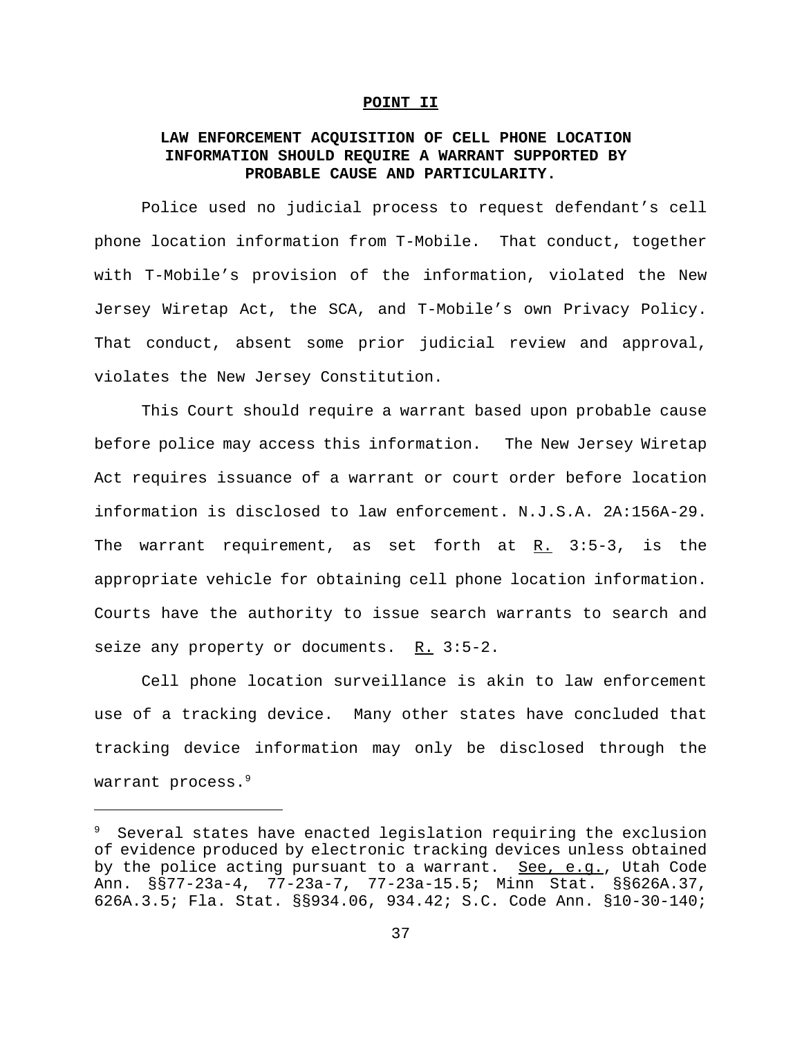**POINT II**

**LAW ENFORCEMENT ACQUISITION OF CELL PHONE LOCATION INFORMATION SHOULD REQUIRE A WARRANT SUPPORTED BY PROBABLE CAUSE AND PARTICULARITY.**

Police used no judicial process to request defendant's cell phone location information from T-Mobile. That conduct, together with T-Mobile's provision of the information, violated the New Jersey Wiretap Act, the SCA, and T-Mobile's own Privacy Policy. That conduct, absent some prior judicial review and approval, violates the New Jersey Constitution.

This Court should require a warrant based upon probable cause before police may access this information. The New Jersey Wiretap Act requires issuance of a warrant or court order before location information is disclosed to law enforcement. N.J.S.A. 2A:156A-29. The warrant requirement, as set forth at R. 3:5-3, is the appropriate vehicle for obtaining cell phone location information. Courts have the authority to issue search warrants to search and seize any property or documents. R. 3:5-2.

Cell phone location surveillance is akin to law enforcement use of a tracking device. Many other states have concluded that tracking device information may only be disclosed through the warrant process.[9]

---

[9] Several states have enacted legislation requiring the exclusion of evidence produced by electronic tracking devices unless obtained by the police acting pursuant to a warrant. See, e.g., Utah Code Ann. §§77-23a-4, 77-23a-7, 77-23a-15.5; Minn Stat. §§626A.37, 626A.3.5; Fla. Stat. §§934.06, 934.42; S.C. Code Ann. §10-30-140;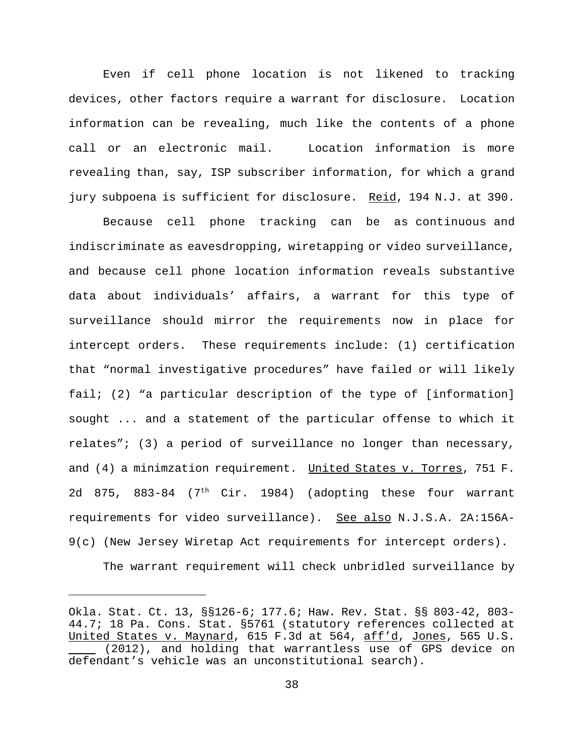Even if cell phone location is not likened to tracking devices, other factors require a warrant for disclosure. Location information can be revealing, much like the contents of a phone call or an electronic mail. Location information is more revealing than, say, ISP subscriber information, for which a grand jury subpoena is sufficient for disclosure. Reid, 194 N.J. at 390.

Because cell phone tracking can be as continuous and indiscriminate as eavesdropping, wiretapping or video surveillance, and because cell phone location information reveals substantive data about individuals' affairs, a warrant for this type of surveillance should mirror the requirements now in place for intercept orders. These requirements include: (1) certification that "normal investigative procedures" have failed or will likely fail; (2) "a particular description of the type of [information] sought ... and a statement of the particular offense to which it relates"; (3) a period of surveillance no longer than necessary, and (4) a minimzation requirement. United States v. Torres, 751 F. 2d 875, 883-84 (7th Cir. 1984) (adopting these four warrant requirements for video surveillance). See also N.J.S.A. 2A:156A-9(c) (New Jersey Wiretap Act requirements for intercept orders).

The warrant requirement will check unbridled surveillance by

---

Okla. Stat. Ct. 13, §§126-6; 177.6; Haw. Rev. Stat. §§ 803-42, 803-44.7; 18 Pa. Cons. Stat. §5761 (statutory references collected at United States v. Maynard, 615 F.3d at 564, aff'd, Jones, 565 U.S. ____ (2012), and holding that warrantless use of GPS device on defendant's vehicle was an unconstitutional search).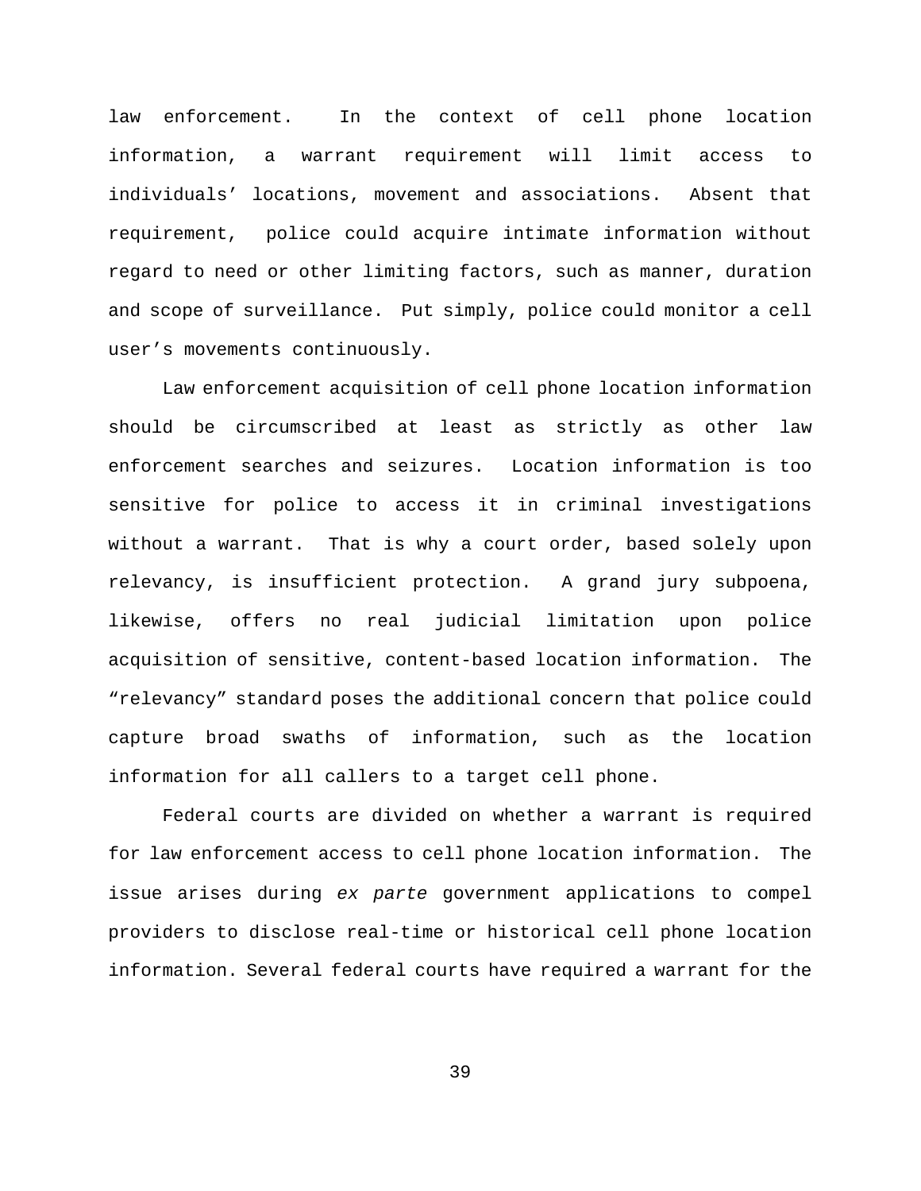law enforcement. In the context of cell phone location information, a warrant requirement will limit access to individuals' locations, movement and associations. Absent that requirement, police could acquire intimate information without regard to need or other limiting factors, such as manner, duration and scope of surveillance. Put simply, police could monitor a cell user's movements continuously.

Law enforcement acquisition of cell phone location information should be circumscribed at least as strictly as other law enforcement searches and seizures. Location information is too sensitive for police to access it in criminal investigations without a warrant. That is why a court order, based solely upon relevancy, is insufficient protection. A grand jury subpoena, likewise, offers no real judicial limitation upon police acquisition of sensitive, content-based location information. The "relevancy" standard poses the additional concern that police could capture broad swaths of information, such as the location information for all callers to a target cell phone.

Federal courts are divided on whether a warrant is required for law enforcement access to cell phone location information. The issue arises during *ex parte* government applications to compel providers to disclose real-time or historical cell phone location information. Several federal courts have required a warrant for the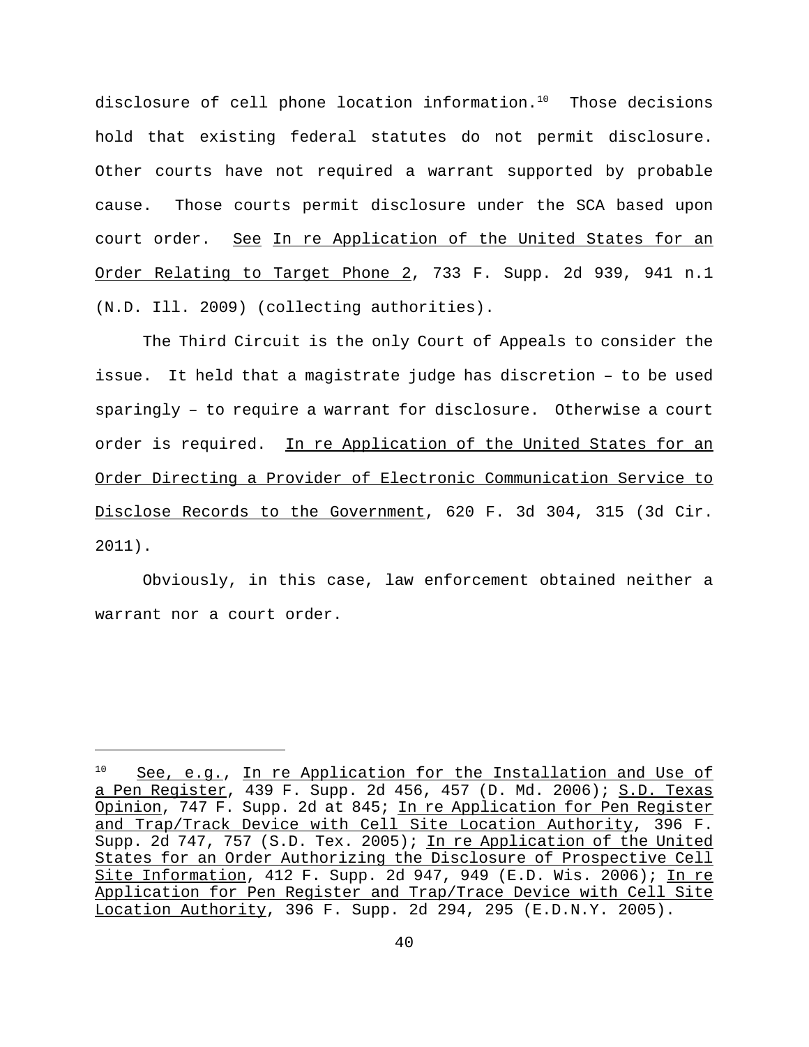disclosure of cell phone location information.[10] Those decisions hold that existing federal statutes do not permit disclosure. Other courts have not required a warrant supported by probable cause. Those courts permit disclosure under the SCA based upon court order. See In re Application of the United States for an Order Relating to Target Phone 2, 733 F. Supp. 2d 939, 941 n.1 (N.D. Ill. 2009) (collecting authorities).

The Third Circuit is the only Court of Appeals to consider the issue. It held that a magistrate judge has discretion – to be used sparingly – to require a warrant for disclosure. Otherwise a court order is required. In re Application of the United States for an Order Directing a Provider of Electronic Communication Service to Disclose Records to the Government, 620 F. 3d 304, 315 (3d Cir. 2011).

Obviously, in this case, law enforcement obtained neither a warrant nor a court order.

---

[10] See, e.g., In re Application for the Installation and Use of a Pen Register, 439 F. Supp. 2d 456, 457 (D. Md. 2006); S.D. Texas Opinion, 747 F. Supp. 2d at 845; In re Application for Pen Register and Trap/Track Device with Cell Site Location Authority, 396 F. Supp. 2d 747, 757 (S.D. Tex. 2005); In re Application of the United States for an Order Authorizing the Disclosure of Prospective Cell Site Information, 412 F. Supp. 2d 947, 949 (E.D. Wis. 2006); In re Application for Pen Register and Trap/Trace Device with Cell Site Location Authority, 396 F. Supp. 2d 294, 295 (E.D.N.Y. 2005).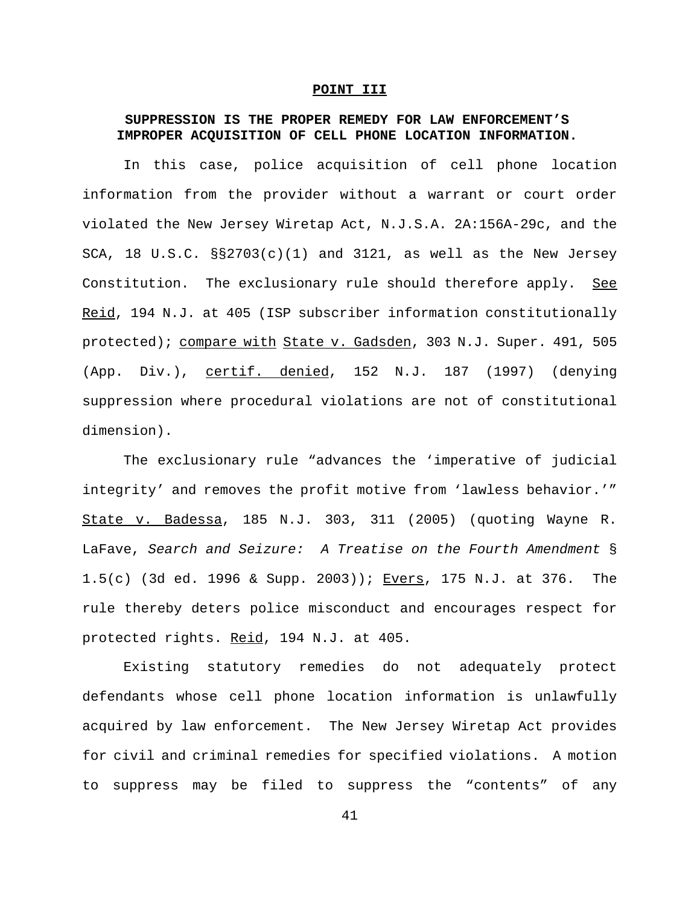**POINT III**

**SUPPRESSION IS THE PROPER REMEDY FOR LAW ENFORCEMENT'S IMPROPER ACQUISITION OF CELL PHONE LOCATION INFORMATION.**

In this case, police acquisition of cell phone location information from the provider without a warrant or court order violated the New Jersey Wiretap Act, N.J.S.A. 2A:156A-29c, and the SCA, 18 U.S.C. §§2703(c)(1) and 3121, as well as the New Jersey Constitution. The exclusionary rule should therefore apply. See Reid, 194 N.J. at 405 (ISP subscriber information constitutionally protected); compare with State v. Gadsden, 303 N.J. Super. 491, 505 (App. Div.), certif. denied, 152 N.J. 187 (1997) (denying suppression where procedural violations are not of constitutional dimension).

The exclusionary rule "advances the 'imperative of judicial integrity' and removes the profit motive from 'lawless behavior.'" State v. Badessa, 185 N.J. 303, 311 (2005) (quoting Wayne R. LaFave, *Search and Seizure: A Treatise on the Fourth Amendment* § 1.5(c) (3d ed. 1996 & Supp. 2003)); Evers, 175 N.J. at 376. The rule thereby deters police misconduct and encourages respect for protected rights. Reid, 194 N.J. at 405.

Existing statutory remedies do not adequately protect defendants whose cell phone location information is unlawfully acquired by law enforcement. The New Jersey Wiretap Act provides for civil and criminal remedies for specified violations. A motion to suppress may be filed to suppress the "contents" of any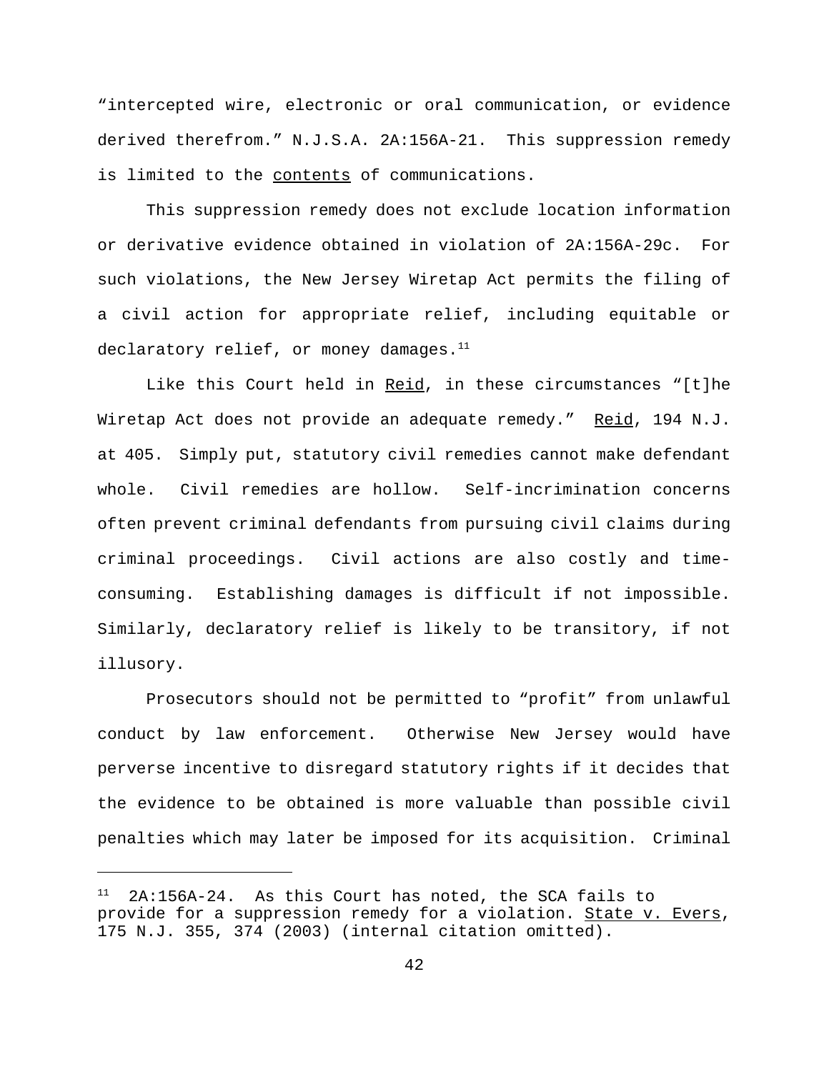"intercepted wire, electronic or oral communication, or evidence derived therefrom." N.J.S.A. 2A:156A-21. This suppression remedy is limited to the contents of communications.

This suppression remedy does not exclude location information or derivative evidence obtained in violation of 2A:156A-29c. For such violations, the New Jersey Wiretap Act permits the filing of a civil action for appropriate relief, including equitable or declaratory relief, or money damages.[11]

Like this Court held in Reid, in these circumstances "[t]he Wiretap Act does not provide an adequate remedy." Reid, 194 N.J. at 405. Simply put, statutory civil remedies cannot make defendant whole. Civil remedies are hollow. Self-incrimination concerns often prevent criminal defendants from pursuing civil claims during criminal proceedings. Civil actions are also costly and time-consuming. Establishing damages is difficult if not impossible. Similarly, declaratory relief is likely to be transitory, if not illusory.

Prosecutors should not be permitted to "profit" from unlawful conduct by law enforcement. Otherwise New Jersey would have perverse incentive to disregard statutory rights if it decides that the evidence to be obtained is more valuable than possible civil penalties which may later be imposed for its acquisition. Criminal

---

[11] 2A:156A-24. As this Court has noted, the SCA fails to provide for a suppression remedy for a violation. State v. Evers, 175 N.J. 355, 374 (2003) (internal citation omitted).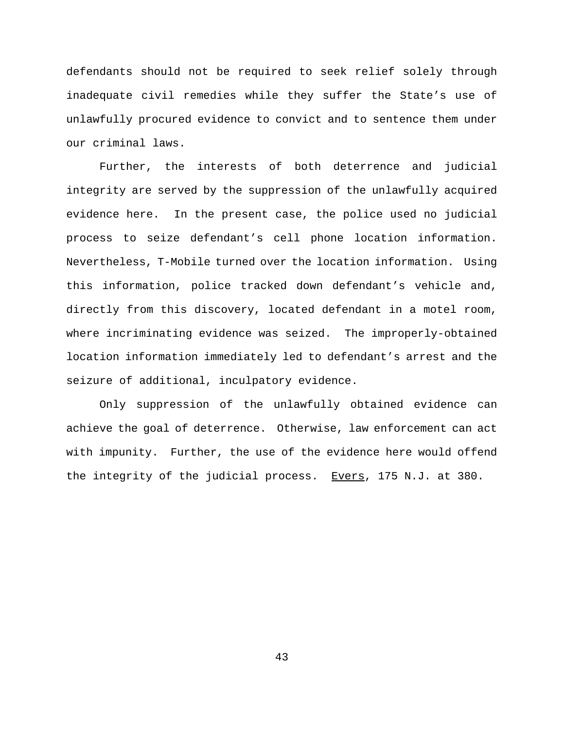defendants should not be required to seek relief solely through inadequate civil remedies while they suffer the State's use of unlawfully procured evidence to convict and to sentence them under our criminal laws.

Further, the interests of both deterrence and judicial integrity are served by the suppression of the unlawfully acquired evidence here. In the present case, the police used no judicial process to seize defendant's cell phone location information. Nevertheless, T-Mobile turned over the location information. Using this information, police tracked down defendant's vehicle and, directly from this discovery, located defendant in a motel room, where incriminating evidence was seized. The improperly-obtained location information immediately led to defendant's arrest and the seizure of additional, inculpatory evidence.

Only suppression of the unlawfully obtained evidence can achieve the goal of deterrence. Otherwise, law enforcement can act with impunity. Further, the use of the evidence here would offend the integrity of the judicial process. Evers, 175 N.J. at 380.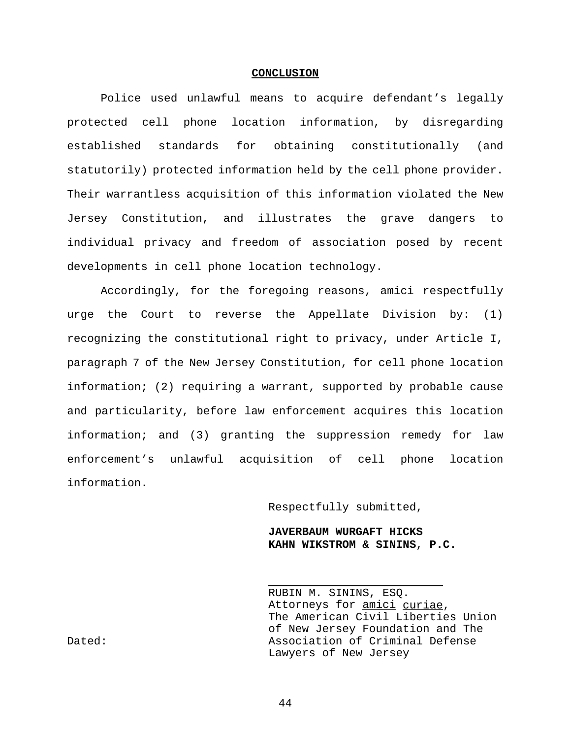## **CONCLUSION**

Police used unlawful means to acquire defendant's legally protected cell phone location information, by disregarding established standards for obtaining constitutionally (and statutorily) protected information held by the cell phone provider. Their warrantless acquisition of this information violated the New Jersey Constitution, and illustrates the grave dangers to individual privacy and freedom of association posed by recent developments in cell phone location technology.

Accordingly, for the foregoing reasons, amici respectfully urge the Court to reverse the Appellate Division by: (1) recognizing the constitutional right to privacy, under Article I, paragraph 7 of the New Jersey Constitution, for cell phone location information; (2) requiring a warrant, supported by probable cause and particularity, before law enforcement acquires this location information; and (3) granting the suppression remedy for law enforcement's unlawful acquisition of cell phone location information.

Respectfully submitted,

**JAVERBAUM WURGAFT HICKS KAHN WIKSTROM & SININS, P.C.**

RUBIN M. SININS, ESQ.
Attorneys for amici curiae,
The American Civil Liberties Union of New Jersey Foundation and The Association of Criminal Defense Lawyers of New Jersey

Dated: